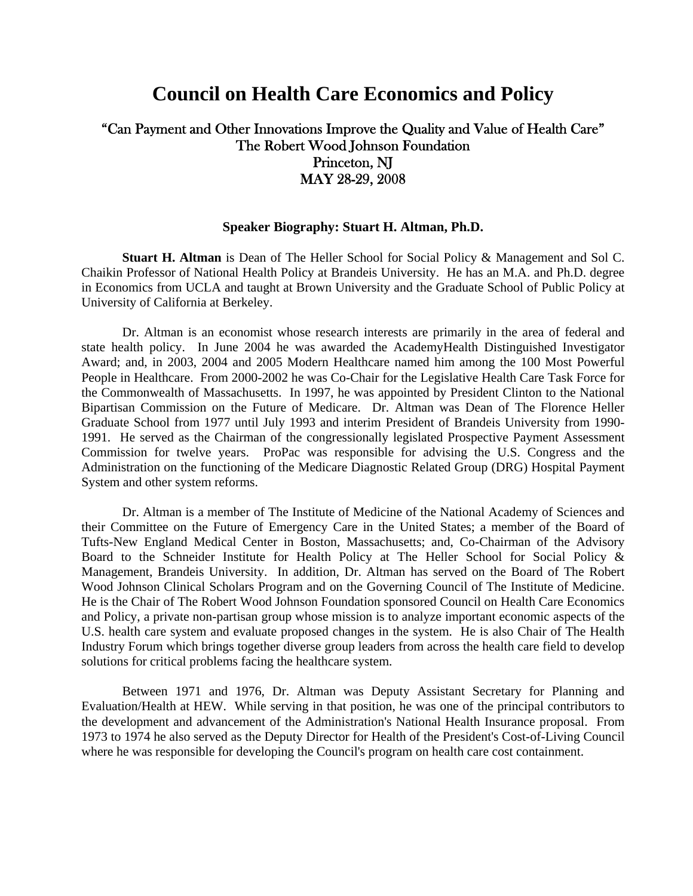# Council on Health Care Economics and Policy

## "Can Payment and Other Innovations Improve the Quality and Value of Health Care"
## The Robert Wood Johnson Foundation
## Princeton, NJ
## MAY 28-29, 2008

### Speaker Biography: Stuart H. Altman, Ph.D.

**Stuart H. Altman** is Dean of The Heller School for Social Policy & Management and Sol C. Chaikin Professor of National Health Policy at Brandeis University. He has an M.A. and Ph.D. degree in Economics from UCLA and taught at Brown University and the Graduate School of Public Policy at University of California at Berkeley.

Dr. Altman is an economist whose research interests are primarily in the area of federal and state health policy. In June 2004 he was awarded the AcademyHealth Distinguished Investigator Award; and, in 2003, 2004 and 2005 Modern Healthcare named him among the 100 Most Powerful People in Healthcare. From 2000-2002 he was Co-Chair for the Legislative Health Care Task Force for the Commonwealth of Massachusetts. In 1997, he was appointed by President Clinton to the National Bipartisan Commission on the Future of Medicare. Dr. Altman was Dean of The Florence Heller Graduate School from 1977 until July 1993 and interim President of Brandeis University from 1990-1991. He served as the Chairman of the congressionally legislated Prospective Payment Assessment Commission for twelve years. ProPac was responsible for advising the U.S. Congress and the Administration on the functioning of the Medicare Diagnostic Related Group (DRG) Hospital Payment System and other system reforms.

Dr. Altman is a member of The Institute of Medicine of the National Academy of Sciences and their Committee on the Future of Emergency Care in the United States; a member of the Board of Tufts-New England Medical Center in Boston, Massachusetts; and, Co-Chairman of the Advisory Board to the Schneider Institute for Health Policy at The Heller School for Social Policy & Management, Brandeis University. In addition, Dr. Altman has served on the Board of The Robert Wood Johnson Clinical Scholars Program and on the Governing Council of The Institute of Medicine. He is the Chair of The Robert Wood Johnson Foundation sponsored Council on Health Care Economics and Policy, a private non-partisan group whose mission is to analyze important economic aspects of the U.S. health care system and evaluate proposed changes in the system. He is also Chair of The Health Industry Forum which brings together diverse group leaders from across the health care field to develop solutions for critical problems facing the healthcare system.

Between 1971 and 1976, Dr. Altman was Deputy Assistant Secretary for Planning and Evaluation/Health at HEW. While serving in that position, he was one of the principal contributors to the development and advancement of the Administration's National Health Insurance proposal. From 1973 to 1974 he also served as the Deputy Director for Health of the President's Cost-of-Living Council where he was responsible for developing the Council's program on health care cost containment.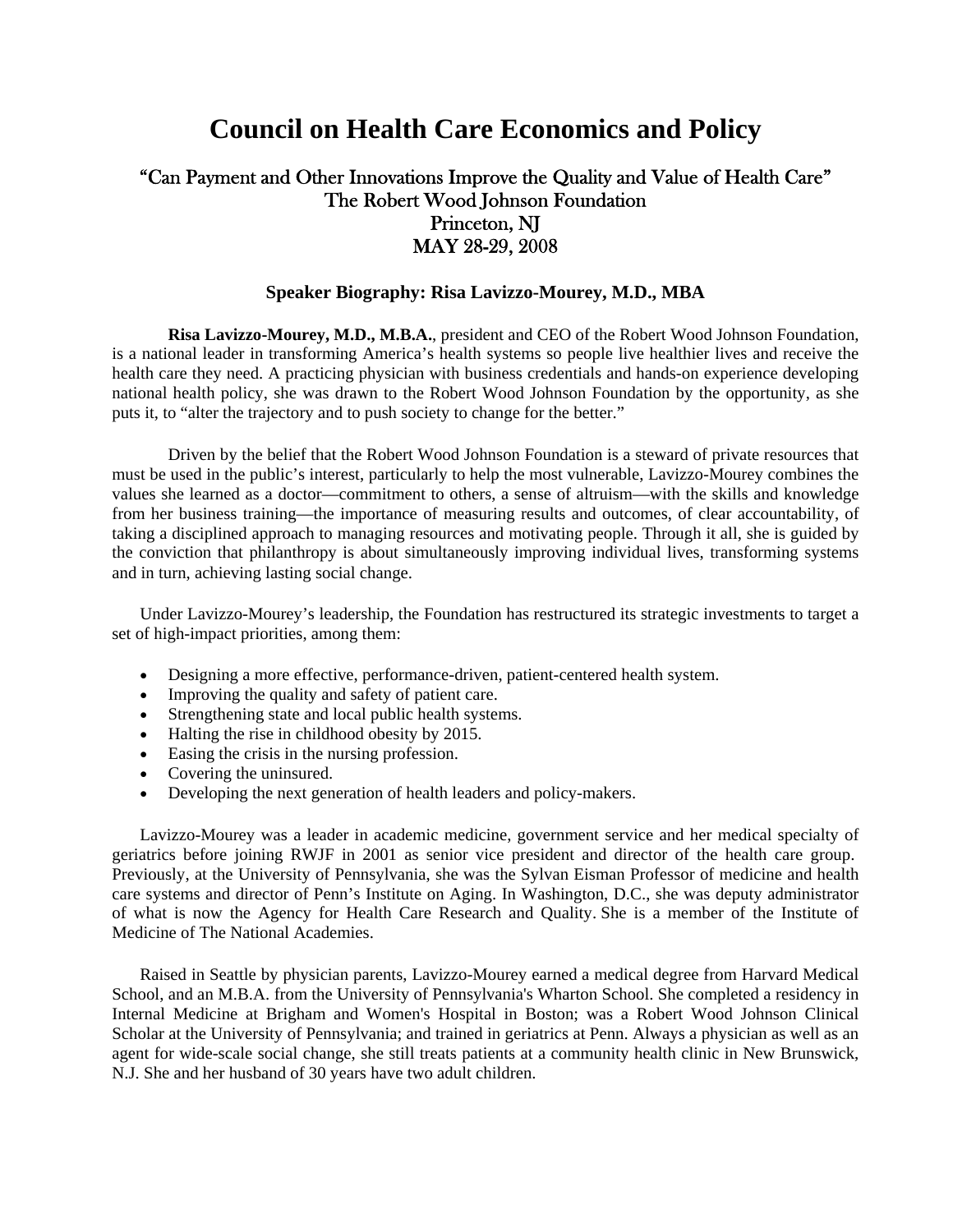# Council on Health Care Economics and Policy

## "Can Payment and Other Innovations Improve the Quality and Value of Health Care"
## The Robert Wood Johnson Foundation
## Princeton, NJ
## MAY 28-29, 2008

### Speaker Biography: Risa Lavizzo-Mourey, M.D., MBA

**Risa Lavizzo-Mourey, M.D., M.B.A.**, president and CEO of the Robert Wood Johnson Foundation, is a national leader in transforming America's health systems so people live healthier lives and receive the health care they need. A practicing physician with business credentials and hands-on experience developing national health policy, she was drawn to the Robert Wood Johnson Foundation by the opportunity, as she puts it, to "alter the trajectory and to push society to change for the better."

Driven by the belief that the Robert Wood Johnson Foundation is a steward of private resources that must be used in the public's interest, particularly to help the most vulnerable, Lavizzo-Mourey combines the values she learned as a doctor—commitment to others, a sense of altruism—with the skills and knowledge from her business training—the importance of measuring results and outcomes, of clear accountability, of taking a disciplined approach to managing resources and motivating people. Through it all, she is guided by the conviction that philanthropy is about simultaneously improving individual lives, transforming systems and in turn, achieving lasting social change.

Under Lavizzo-Mourey's leadership, the Foundation has restructured its strategic investments to target a set of high-impact priorities, among them:

- Designing a more effective, performance-driven, patient-centered health system.
- Improving the quality and safety of patient care.
- Strengthening state and local public health systems.
- Halting the rise in childhood obesity by 2015.
- Easing the crisis in the nursing profession.
- Covering the uninsured.
- Developing the next generation of health leaders and policy-makers.

Lavizzo-Mourey was a leader in academic medicine, government service and her medical specialty of geriatrics before joining RWJF in 2001 as senior vice president and director of the health care group. Previously, at the University of Pennsylvania, she was the Sylvan Eisman Professor of medicine and health care systems and director of Penn's Institute on Aging. In Washington, D.C., she was deputy administrator of what is now the Agency for Health Care Research and Quality. She is a member of the Institute of Medicine of The National Academies.

Raised in Seattle by physician parents, Lavizzo-Mourey earned a medical degree from Harvard Medical School, and an M.B.A. from the University of Pennsylvania's Wharton School. She completed a residency in Internal Medicine at Brigham and Women's Hospital in Boston; was a Robert Wood Johnson Clinical Scholar at the University of Pennsylvania; and trained in geriatrics at Penn. Always a physician as well as an agent for wide-scale social change, she still treats patients at a community health clinic in New Brunswick, N.J. She and her husband of 30 years have two adult children.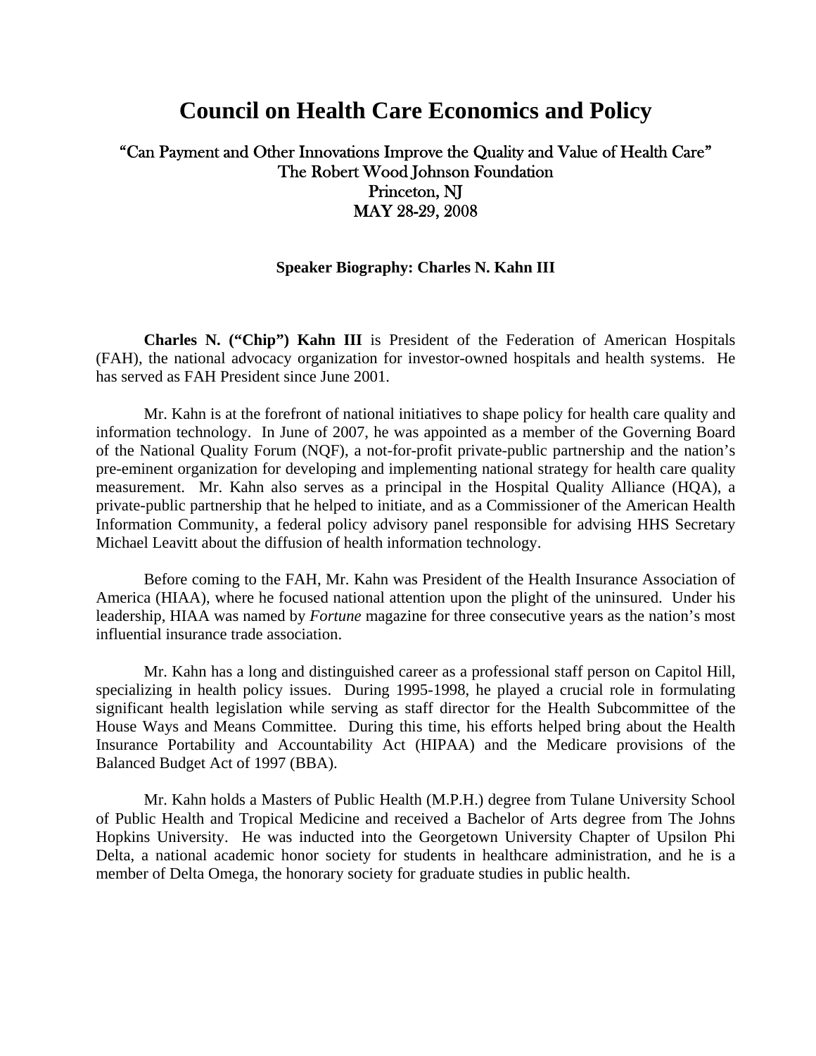# Council on Health Care Economics and Policy

## "Can Payment and Other Innovations Improve the Quality and Value of Health Care"
## The Robert Wood Johnson Foundation
## Princeton, NJ
## MAY 28-29, 2008

**Speaker Biography: Charles N. Kahn III**

**Charles N. ("Chip") Kahn III** is President of the Federation of American Hospitals (FAH), the national advocacy organization for investor-owned hospitals and health systems. He has served as FAH President since June 2001.

Mr. Kahn is at the forefront of national initiatives to shape policy for health care quality and information technology. In June of 2007, he was appointed as a member of the Governing Board of the National Quality Forum (NQF), a not-for-profit private-public partnership and the nation's pre-eminent organization for developing and implementing national strategy for health care quality measurement. Mr. Kahn also serves as a principal in the Hospital Quality Alliance (HQA), a private-public partnership that he helped to initiate, and as a Commissioner of the American Health Information Community, a federal policy advisory panel responsible for advising HHS Secretary Michael Leavitt about the diffusion of health information technology.

Before coming to the FAH, Mr. Kahn was President of the Health Insurance Association of America (HIAA), where he focused national attention upon the plight of the uninsured. Under his leadership, HIAA was named by *Fortune* magazine for three consecutive years as the nation's most influential insurance trade association.

Mr. Kahn has a long and distinguished career as a professional staff person on Capitol Hill, specializing in health policy issues. During 1995-1998, he played a crucial role in formulating significant health legislation while serving as staff director for the Health Subcommittee of the House Ways and Means Committee. During this time, his efforts helped bring about the Health Insurance Portability and Accountability Act (HIPAA) and the Medicare provisions of the Balanced Budget Act of 1997 (BBA).

Mr. Kahn holds a Masters of Public Health (M.P.H.) degree from Tulane University School of Public Health and Tropical Medicine and received a Bachelor of Arts degree from The Johns Hopkins University. He was inducted into the Georgetown University Chapter of Upsilon Phi Delta, a national academic honor society for students in healthcare administration, and he is a member of Delta Omega, the honorary society for graduate studies in public health.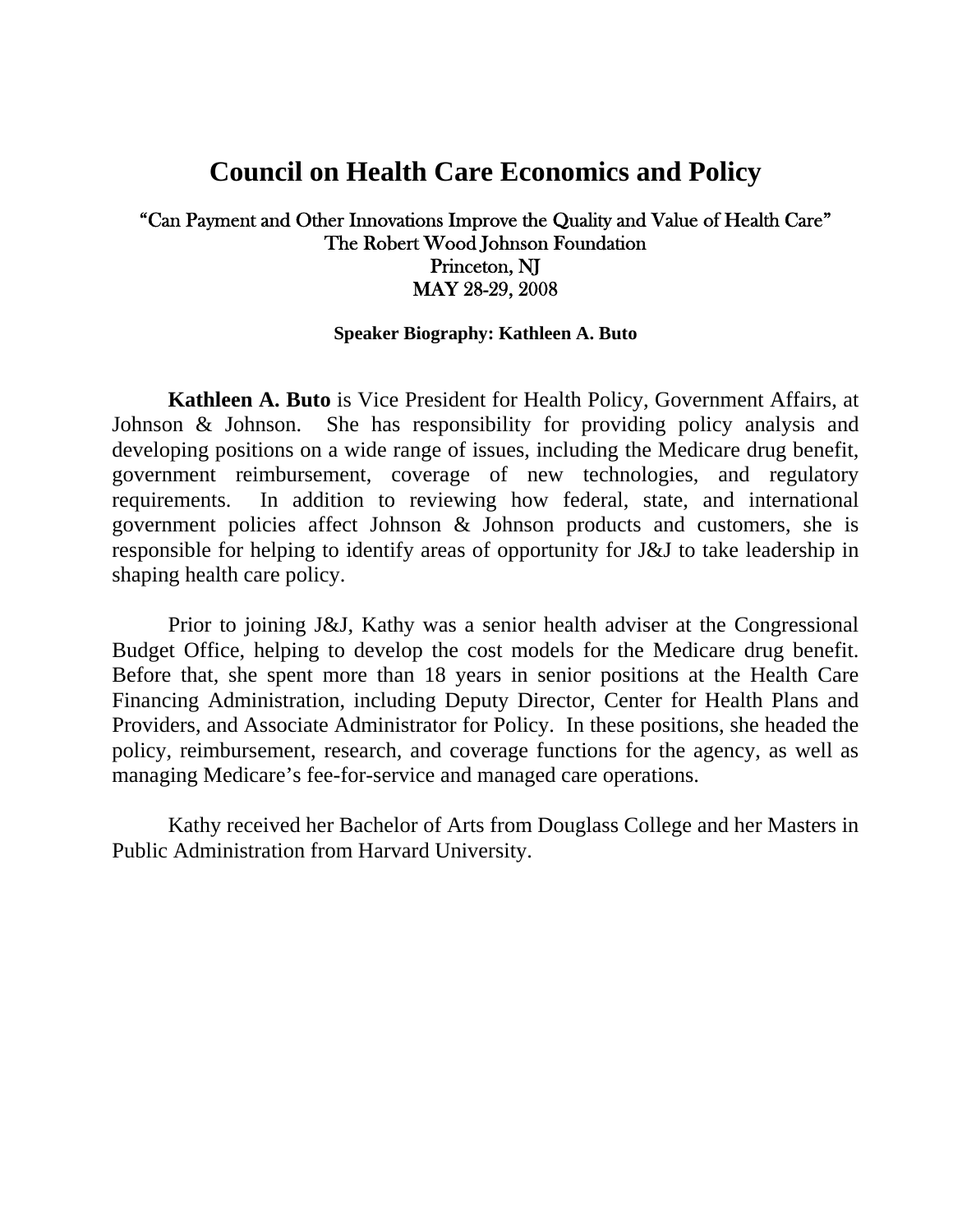# Council on Health Care Economics and Policy

"Can Payment and Other Innovations Improve the Quality and Value of Health Care"
The Robert Wood Johnson Foundation
Princeton, NJ
MAY 28-29, 2008

**Speaker Biography: Kathleen A. Buto**

**Kathleen A. Buto** is Vice President for Health Policy, Government Affairs, at Johnson & Johnson. She has responsibility for providing policy analysis and developing positions on a wide range of issues, including the Medicare drug benefit, government reimbursement, coverage of new technologies, and regulatory requirements. In addition to reviewing how federal, state, and international government policies affect Johnson & Johnson products and customers, she is responsible for helping to identify areas of opportunity for J&J to take leadership in shaping health care policy.

Prior to joining J&J, Kathy was a senior health adviser at the Congressional Budget Office, helping to develop the cost models for the Medicare drug benefit. Before that, she spent more than 18 years in senior positions at the Health Care Financing Administration, including Deputy Director, Center for Health Plans and Providers, and Associate Administrator for Policy. In these positions, she headed the policy, reimbursement, research, and coverage functions for the agency, as well as managing Medicare's fee-for-service and managed care operations.

Kathy received her Bachelor of Arts from Douglass College and her Masters in Public Administration from Harvard University.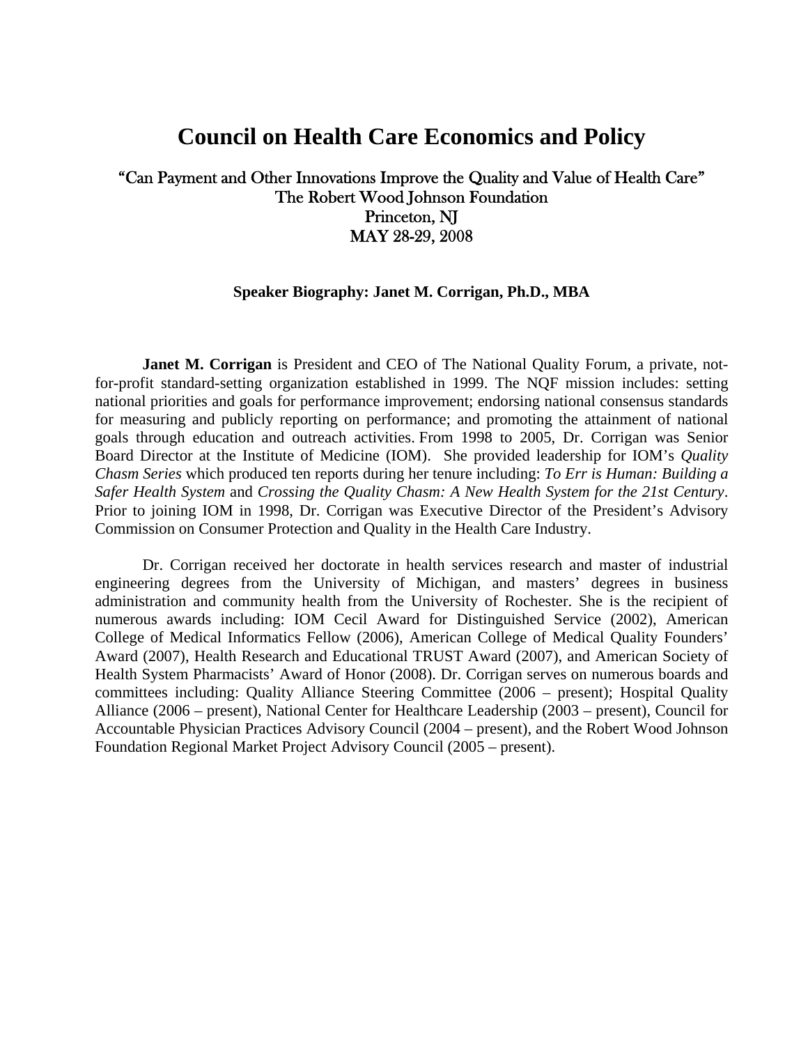# Council on Health Care Economics and Policy

“Can Payment and Other Innovations Improve the Quality and Value of Health Care”
The Robert Wood Johnson Foundation
Princeton, NJ
MAY 28-29, 2008

**Speaker Biography: Janet M. Corrigan, Ph.D., MBA**

**Janet M. Corrigan** is President and CEO of The National Quality Forum, a private, not-for-profit standard-setting organization established in 1999. The NQF mission includes: setting national priorities and goals for performance improvement; endorsing national consensus standards for measuring and publicly reporting on performance; and promoting the attainment of national goals through education and outreach activities. From 1998 to 2005, Dr. Corrigan was Senior Board Director at the Institute of Medicine (IOM). She provided leadership for IOM’s *Quality Chasm Series* which produced ten reports during her tenure including: *To Err is Human: Building a Safer Health System* and *Crossing the Quality Chasm: A New Health System for the 21st Century*. Prior to joining IOM in 1998, Dr. Corrigan was Executive Director of the President’s Advisory Commission on Consumer Protection and Quality in the Health Care Industry.

Dr. Corrigan received her doctorate in health services research and master of industrial engineering degrees from the University of Michigan, and masters’ degrees in business administration and community health from the University of Rochester. She is the recipient of numerous awards including: IOM Cecil Award for Distinguished Service (2002), American College of Medical Informatics Fellow (2006), American College of Medical Quality Founders’ Award (2007), Health Research and Educational TRUST Award (2007), and American Society of Health System Pharmacists’ Award of Honor (2008). Dr. Corrigan serves on numerous boards and committees including: Quality Alliance Steering Committee (2006 – present); Hospital Quality Alliance (2006 – present), National Center for Healthcare Leadership (2003 – present), Council for Accountable Physician Practices Advisory Council (2004 – present), and the Robert Wood Johnson Foundation Regional Market Project Advisory Council (2005 – present).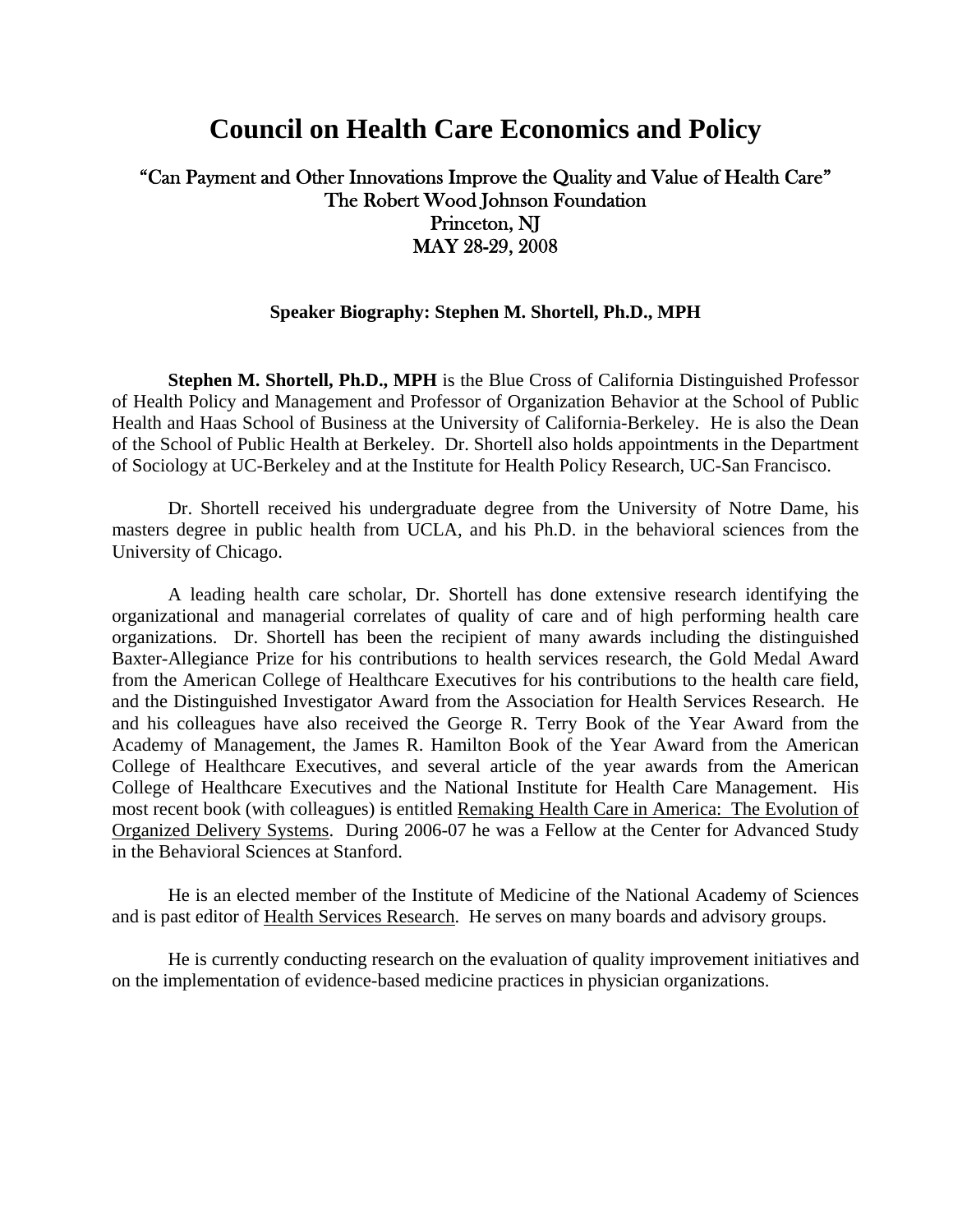# Council on Health Care Economics and Policy

"Can Payment and Other Innovations Improve the Quality and Value of Health Care"
The Robert Wood Johnson Foundation
Princeton, NJ
MAY 28-29, 2008

**Speaker Biography: Stephen M. Shortell, Ph.D., MPH**

**Stephen M. Shortell, Ph.D., MPH** is the Blue Cross of California Distinguished Professor of Health Policy and Management and Professor of Organization Behavior at the School of Public Health and Haas School of Business at the University of California-Berkeley. He is also the Dean of the School of Public Health at Berkeley. Dr. Shortell also holds appointments in the Department of Sociology at UC-Berkeley and at the Institute for Health Policy Research, UC-San Francisco.

Dr. Shortell received his undergraduate degree from the University of Notre Dame, his masters degree in public health from UCLA, and his Ph.D. in the behavioral sciences from the University of Chicago.

A leading health care scholar, Dr. Shortell has done extensive research identifying the organizational and managerial correlates of quality of care and of high performing health care organizations. Dr. Shortell has been the recipient of many awards including the distinguished Baxter-Allegiance Prize for his contributions to health services research, the Gold Medal Award from the American College of Healthcare Executives for his contributions to the health care field, and the Distinguished Investigator Award from the Association for Health Services Research. He and his colleagues have also received the George R. Terry Book of the Year Award from the Academy of Management, the James R. Hamilton Book of the Year Award from the American College of Healthcare Executives, and several article of the year awards from the American College of Healthcare Executives and the National Institute for Health Care Management. His most recent book (with colleagues) is entitled Remaking Health Care in America: The Evolution of Organized Delivery Systems. During 2006-07 he was a Fellow at the Center for Advanced Study in the Behavioral Sciences at Stanford.

He is an elected member of the Institute of Medicine of the National Academy of Sciences and is past editor of Health Services Research. He serves on many boards and advisory groups.

He is currently conducting research on the evaluation of quality improvement initiatives and on the implementation of evidence-based medicine practices in physician organizations.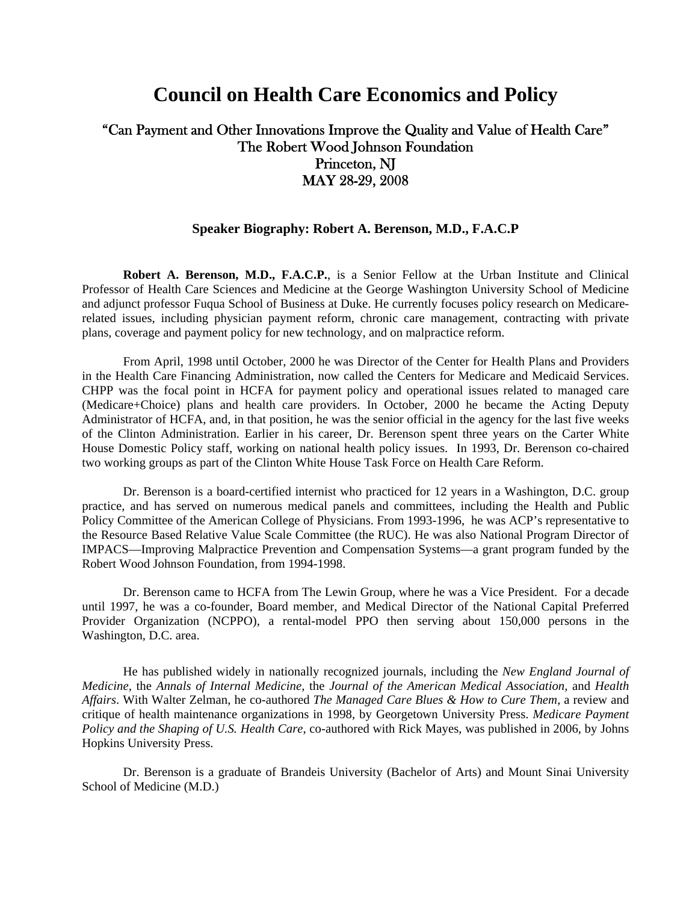# Council on Health Care Economics and Policy

## "Can Payment and Other Innovations Improve the Quality and Value of Health Care"
## The Robert Wood Johnson Foundation
## Princeton, NJ
## MAY 28-29, 2008

### Speaker Biography: Robert A. Berenson, M.D., F.A.C.P

**Robert A. Berenson, M.D., F.A.C.P.**, is a Senior Fellow at the Urban Institute and Clinical Professor of Health Care Sciences and Medicine at the George Washington University School of Medicine and adjunct professor Fuqua School of Business at Duke. He currently focuses policy research on Medicare-related issues, including physician payment reform, chronic care management, contracting with private plans, coverage and payment policy for new technology, and on malpractice reform.

From April, 1998 until October, 2000 he was Director of the Center for Health Plans and Providers in the Health Care Financing Administration, now called the Centers for Medicare and Medicaid Services. CHPP was the focal point in HCFA for payment policy and operational issues related to managed care (Medicare+Choice) plans and health care providers. In October, 2000 he became the Acting Deputy Administrator of HCFA, and, in that position, he was the senior official in the agency for the last five weeks of the Clinton Administration. Earlier in his career, Dr. Berenson spent three years on the Carter White House Domestic Policy staff, working on national health policy issues. In 1993, Dr. Berenson co-chaired two working groups as part of the Clinton White House Task Force on Health Care Reform.

Dr. Berenson is a board-certified internist who practiced for 12 years in a Washington, D.C. group practice, and has served on numerous medical panels and committees, including the Health and Public Policy Committee of the American College of Physicians. From 1993-1996, he was ACP's representative to the Resource Based Relative Value Scale Committee (the RUC). He was also National Program Director of IMPACS—Improving Malpractice Prevention and Compensation Systems—a grant program funded by the Robert Wood Johnson Foundation, from 1994-1998.

Dr. Berenson came to HCFA from The Lewin Group, where he was a Vice President. For a decade until 1997, he was a co-founder, Board member, and Medical Director of the National Capital Preferred Provider Organization (NCPPO), a rental-model PPO then serving about 150,000 persons in the Washington, D.C. area.

He has published widely in nationally recognized journals, including the *New England Journal of Medicine*, the *Annals of Internal Medicine*, the *Journal of the American Medical Association*, and *Health Affairs*. With Walter Zelman, he co-authored *The Managed Care Blues & How to Cure Them*, a review and critique of health maintenance organizations in 1998, by Georgetown University Press. *Medicare Payment Policy and the Shaping of U.S. Health Care*, co-authored with Rick Mayes, was published in 2006, by Johns Hopkins University Press.

Dr. Berenson is a graduate of Brandeis University (Bachelor of Arts) and Mount Sinai University School of Medicine (M.D.)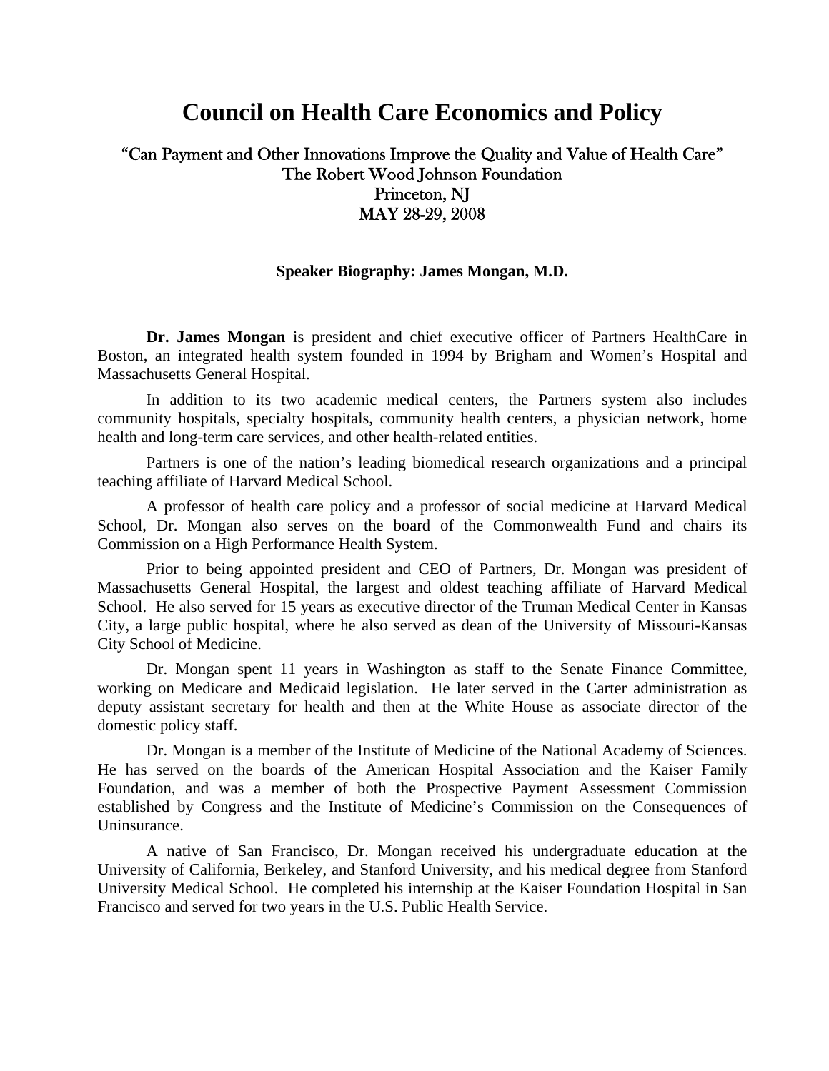# Council on Health Care Economics and Policy

“Can Payment and Other Innovations Improve the Quality and Value of Health Care”
The Robert Wood Johnson Foundation
Princeton, NJ
MAY 28-29, 2008

**Speaker Biography: James Mongan, M.D.**

**Dr. James Mongan** is president and chief executive officer of Partners HealthCare in Boston, an integrated health system founded in 1994 by Brigham and Women’s Hospital and Massachusetts General Hospital.

In addition to its two academic medical centers, the Partners system also includes community hospitals, specialty hospitals, community health centers, a physician network, home health and long-term care services, and other health-related entities.

Partners is one of the nation’s leading biomedical research organizations and a principal teaching affiliate of Harvard Medical School.

A professor of health care policy and a professor of social medicine at Harvard Medical School, Dr. Mongan also serves on the board of the Commonwealth Fund and chairs its Commission on a High Performance Health System.

Prior to being appointed president and CEO of Partners, Dr. Mongan was president of Massachusetts General Hospital, the largest and oldest teaching affiliate of Harvard Medical School. He also served for 15 years as executive director of the Truman Medical Center in Kansas City, a large public hospital, where he also served as dean of the University of Missouri-Kansas City School of Medicine.

Dr. Mongan spent 11 years in Washington as staff to the Senate Finance Committee, working on Medicare and Medicaid legislation. He later served in the Carter administration as deputy assistant secretary for health and then at the White House as associate director of the domestic policy staff.

Dr. Mongan is a member of the Institute of Medicine of the National Academy of Sciences. He has served on the boards of the American Hospital Association and the Kaiser Family Foundation, and was a member of both the Prospective Payment Assessment Commission established by Congress and the Institute of Medicine’s Commission on the Consequences of Uninsurance.

A native of San Francisco, Dr. Mongan received his undergraduate education at the University of California, Berkeley, and Stanford University, and his medical degree from Stanford University Medical School. He completed his internship at the Kaiser Foundation Hospital in San Francisco and served for two years in the U.S. Public Health Service.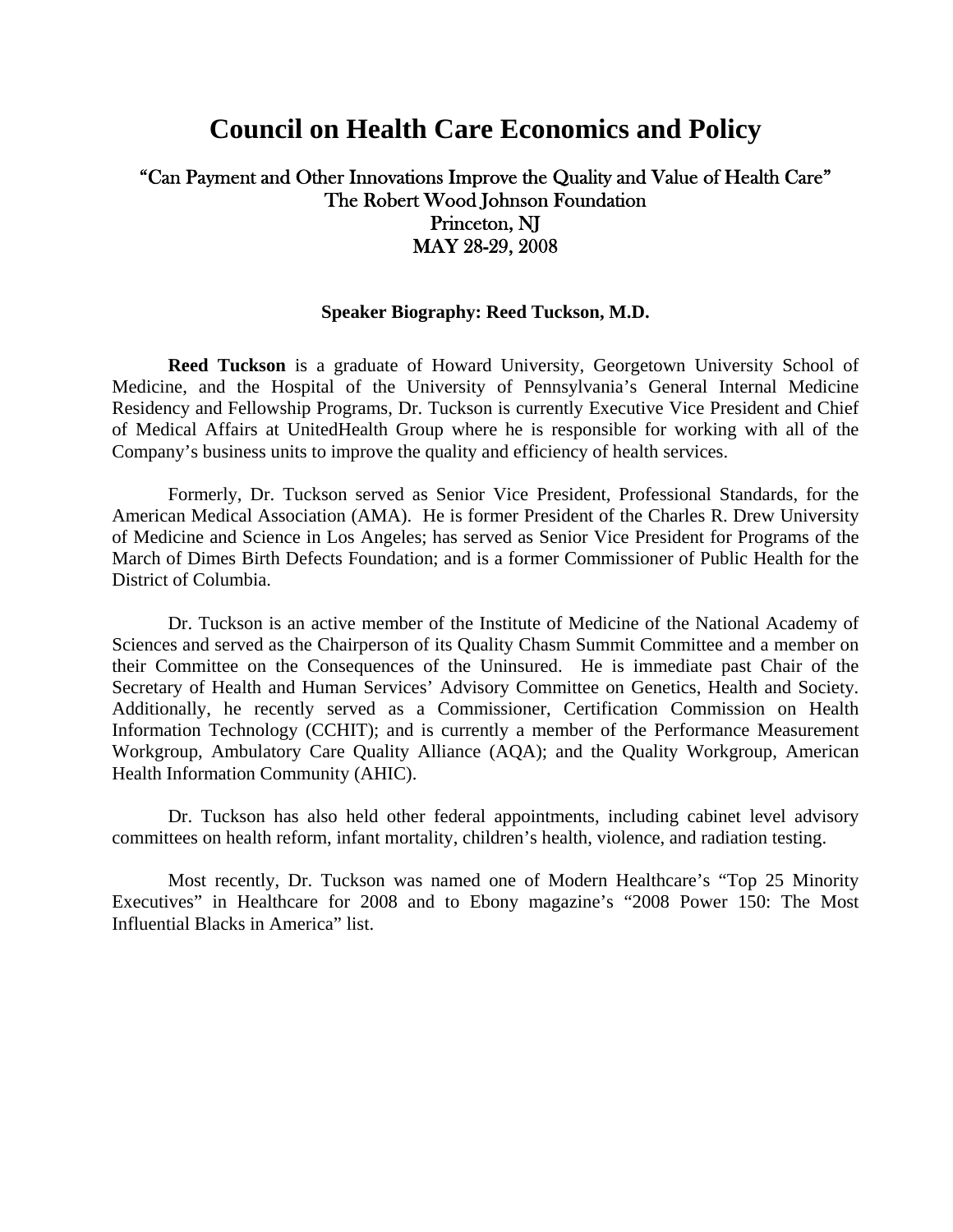# Council on Health Care Economics and Policy

"Can Payment and Other Innovations Improve the Quality and Value of Health Care"
The Robert Wood Johnson Foundation
Princeton, NJ
MAY 28-29, 2008

**Speaker Biography: Reed Tuckson, M.D.**

**Reed Tuckson** is a graduate of Howard University, Georgetown University School of Medicine, and the Hospital of the University of Pennsylvania's General Internal Medicine Residency and Fellowship Programs, Dr. Tuckson is currently Executive Vice President and Chief of Medical Affairs at UnitedHealth Group where he is responsible for working with all of the Company's business units to improve the quality and efficiency of health services.

Formerly, Dr. Tuckson served as Senior Vice President, Professional Standards, for the American Medical Association (AMA). He is former President of the Charles R. Drew University of Medicine and Science in Los Angeles; has served as Senior Vice President for Programs of the March of Dimes Birth Defects Foundation; and is a former Commissioner of Public Health for the District of Columbia.

Dr. Tuckson is an active member of the Institute of Medicine of the National Academy of Sciences and served as the Chairperson of its Quality Chasm Summit Committee and a member on their Committee on the Consequences of the Uninsured. He is immediate past Chair of the Secretary of Health and Human Services' Advisory Committee on Genetics, Health and Society. Additionally, he recently served as a Commissioner, Certification Commission on Health Information Technology (CCHIT); and is currently a member of the Performance Measurement Workgroup, Ambulatory Care Quality Alliance (AQA); and the Quality Workgroup, American Health Information Community (AHIC).

Dr. Tuckson has also held other federal appointments, including cabinet level advisory committees on health reform, infant mortality, children's health, violence, and radiation testing.

Most recently, Dr. Tuckson was named one of Modern Healthcare's "Top 25 Minority Executives" in Healthcare for 2008 and to Ebony magazine's "2008 Power 150: The Most Influential Blacks in America" list.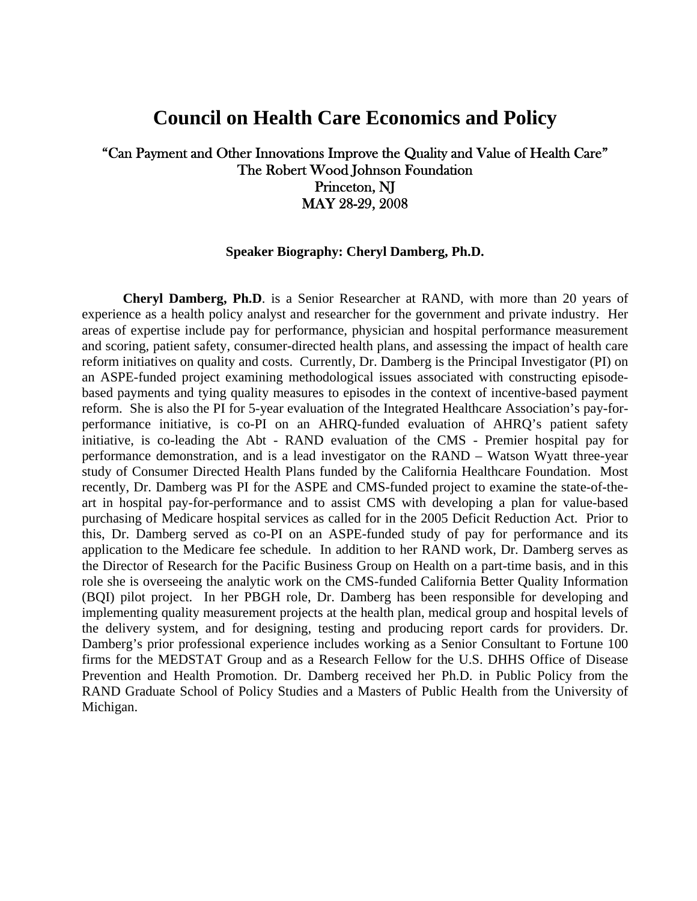# Council on Health Care Economics and Policy

"Can Payment and Other Innovations Improve the Quality and Value of Health Care"
The Robert Wood Johnson Foundation
Princeton, NJ
MAY 28-29, 2008

**Speaker Biography: Cheryl Damberg, Ph.D.**

**Cheryl Damberg, Ph.D**. is a Senior Researcher at RAND, with more than 20 years of experience as a health policy analyst and researcher for the government and private industry. Her areas of expertise include pay for performance, physician and hospital performance measurement and scoring, patient safety, consumer-directed health plans, and assessing the impact of health care reform initiatives on quality and costs. Currently, Dr. Damberg is the Principal Investigator (PI) on an ASPE-funded project examining methodological issues associated with constructing episode-based payments and tying quality measures to episodes in the context of incentive-based payment reform. She is also the PI for 5-year evaluation of the Integrated Healthcare Association's pay-for-performance initiative, is co-PI on an AHRQ-funded evaluation of AHRQ's patient safety initiative, is co-leading the Abt - RAND evaluation of the CMS - Premier hospital pay for performance demonstration, and is a lead investigator on the RAND – Watson Wyatt three-year study of Consumer Directed Health Plans funded by the California Healthcare Foundation. Most recently, Dr. Damberg was PI for the ASPE and CMS-funded project to examine the state-of-the-art in hospital pay-for-performance and to assist CMS with developing a plan for value-based purchasing of Medicare hospital services as called for in the 2005 Deficit Reduction Act. Prior to this, Dr. Damberg served as co-PI on an ASPE-funded study of pay for performance and its application to the Medicare fee schedule. In addition to her RAND work, Dr. Damberg serves as the Director of Research for the Pacific Business Group on Health on a part-time basis, and in this role she is overseeing the analytic work on the CMS-funded California Better Quality Information (BQI) pilot project. In her PBGH role, Dr. Damberg has been responsible for developing and implementing quality measurement projects at the health plan, medical group and hospital levels of the delivery system, and for designing, testing and producing report cards for providers. Dr. Damberg's prior professional experience includes working as a Senior Consultant to Fortune 100 firms for the MEDSTAT Group and as a Research Fellow for the U.S. DHHS Office of Disease Prevention and Health Promotion. Dr. Damberg received her Ph.D. in Public Policy from the RAND Graduate School of Policy Studies and a Masters of Public Health from the University of Michigan.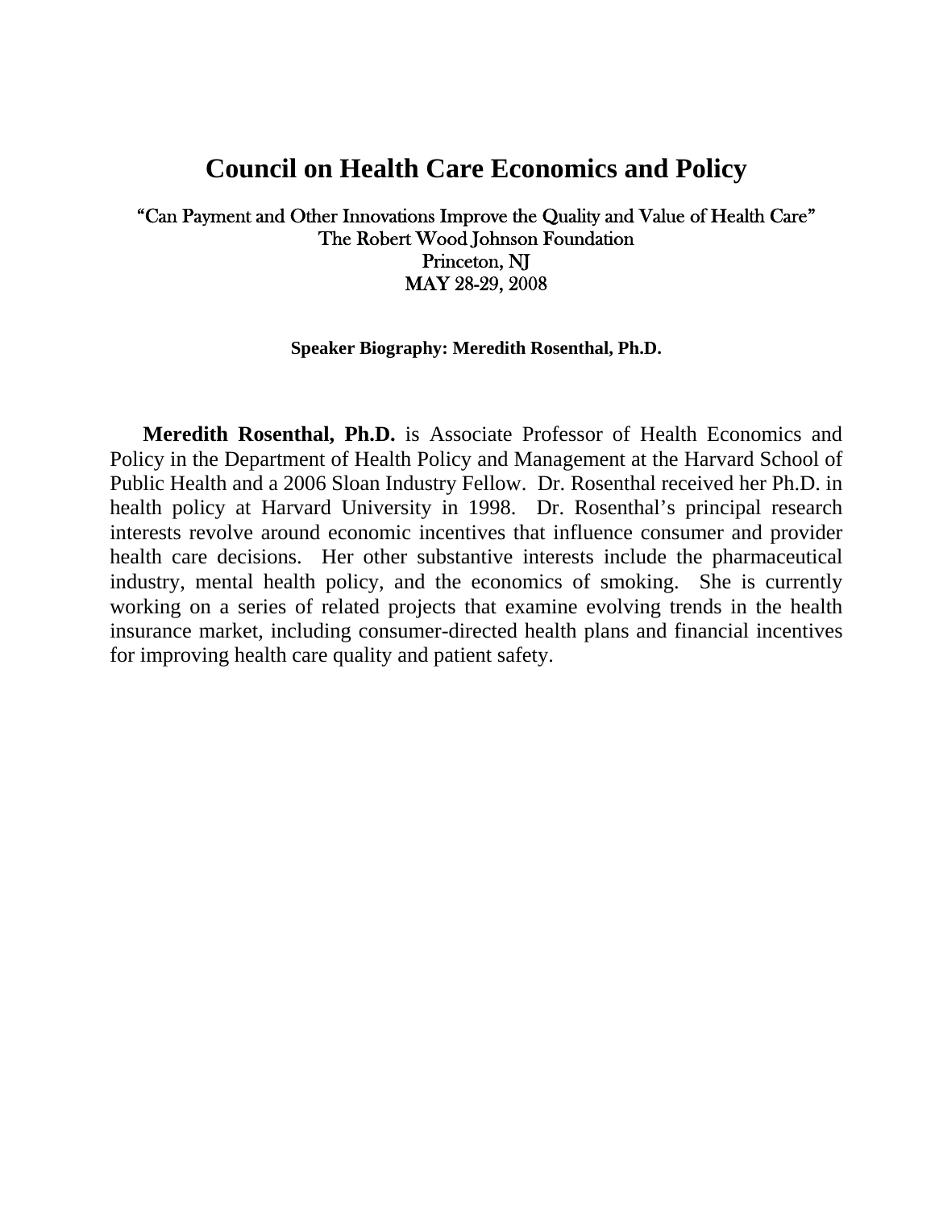# Council on Health Care Economics and Policy

"Can Payment and Other Innovations Improve the Quality and Value of Health Care"
The Robert Wood Johnson Foundation
Princeton, NJ
MAY 28-29, 2008

### Speaker Biography: Meredith Rosenthal, Ph.D.

**Meredith Rosenthal, Ph.D.** is Associate Professor of Health Economics and Policy in the Department of Health Policy and Management at the Harvard School of Public Health and a 2006 Sloan Industry Fellow. Dr. Rosenthal received her Ph.D. in health policy at Harvard University in 1998. Dr. Rosenthal's principal research interests revolve around economic incentives that influence consumer and provider health care decisions. Her other substantive interests include the pharmaceutical industry, mental health policy, and the economics of smoking. She is currently working on a series of related projects that examine evolving trends in the health insurance market, including consumer-directed health plans and financial incentives for improving health care quality and patient safety.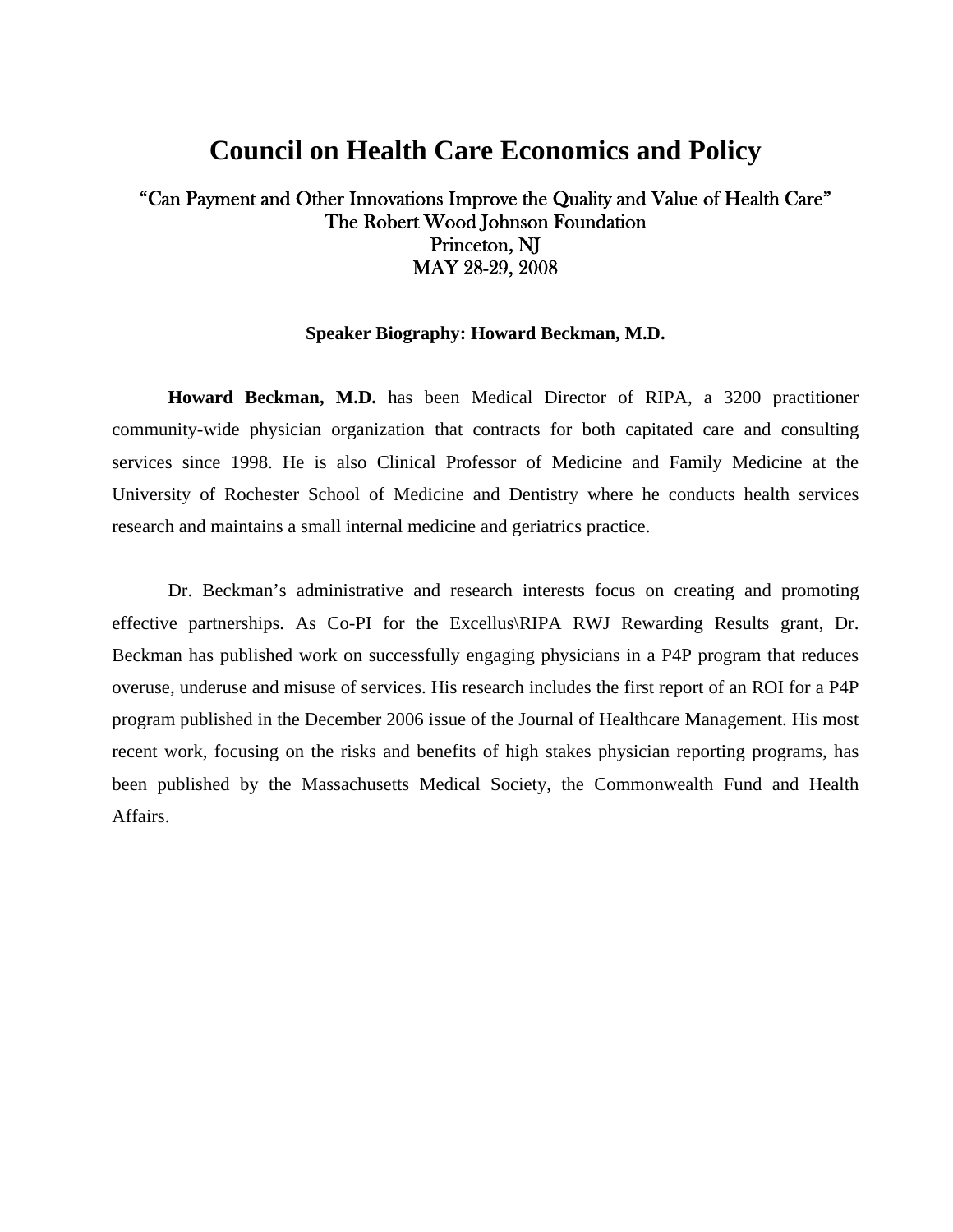# Council on Health Care Economics and Policy

“Can Payment and Other Innovations Improve the Quality and Value of Health Care”
The Robert Wood Johnson Foundation
Princeton, NJ
MAY 28-29, 2008

### Speaker Biography: Howard Beckman, M.D.

**Howard Beckman, M.D.** has been Medical Director of RIPA, a 3200 practitioner community-wide physician organization that contracts for both capitated care and consulting services since 1998. He is also Clinical Professor of Medicine and Family Medicine at the University of Rochester School of Medicine and Dentistry where he conducts health services research and maintains a small internal medicine and geriatrics practice.

Dr. Beckman’s administrative and research interests focus on creating and promoting effective partnerships. As Co-PI for the Excellus\RIPA RWJ Rewarding Results grant, Dr. Beckman has published work on successfully engaging physicians in a P4P program that reduces overuse, underuse and misuse of services. His research includes the first report of an ROI for a P4P program published in the December 2006 issue of the Journal of Healthcare Management. His most recent work, focusing on the risks and benefits of high stakes physician reporting programs, has been published by the Massachusetts Medical Society, the Commonwealth Fund and Health Affairs.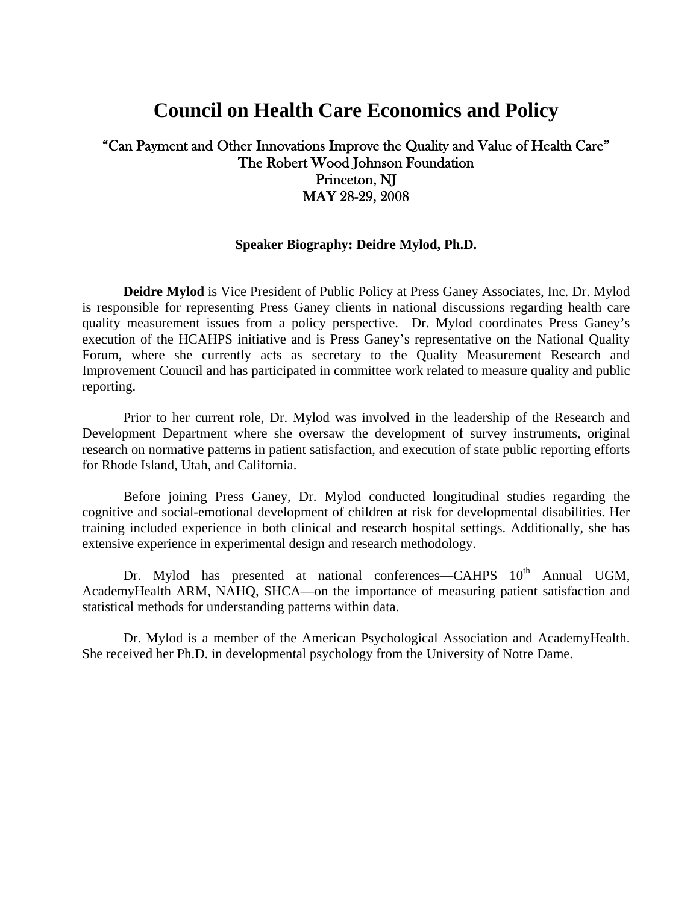# Council on Health Care Economics and Policy

“Can Payment and Other Innovations Improve the Quality and Value of Health Care”
The Robert Wood Johnson Foundation
Princeton, NJ
MAY 28-29, 2008

**Speaker Biography: Deidre Mylod, Ph.D.**

**Deidre Mylod** is Vice President of Public Policy at Press Ganey Associates, Inc. Dr. Mylod is responsible for representing Press Ganey clients in national discussions regarding health care quality measurement issues from a policy perspective. Dr. Mylod coordinates Press Ganey’s execution of the HCAHPS initiative and is Press Ganey’s representative on the National Quality Forum, where she currently acts as secretary to the Quality Measurement Research and Improvement Council and has participated in committee work related to measure quality and public reporting.

Prior to her current role, Dr. Mylod was involved in the leadership of the Research and Development Department where she oversaw the development of survey instruments, original research on normative patterns in patient satisfaction, and execution of state public reporting efforts for Rhode Island, Utah, and California.

Before joining Press Ganey, Dr. Mylod conducted longitudinal studies regarding the cognitive and social-emotional development of children at risk for developmental disabilities. Her training included experience in both clinical and research hospital settings. Additionally, she has extensive experience in experimental design and research methodology.

Dr. Mylod has presented at national conferences—CAHPS 10th Annual UGM, AcademyHealth ARM, NAHQ, SHCA—on the importance of measuring patient satisfaction and statistical methods for understanding patterns within data.

Dr. Mylod is a member of the American Psychological Association and AcademyHealth. She received her Ph.D. in developmental psychology from the University of Notre Dame.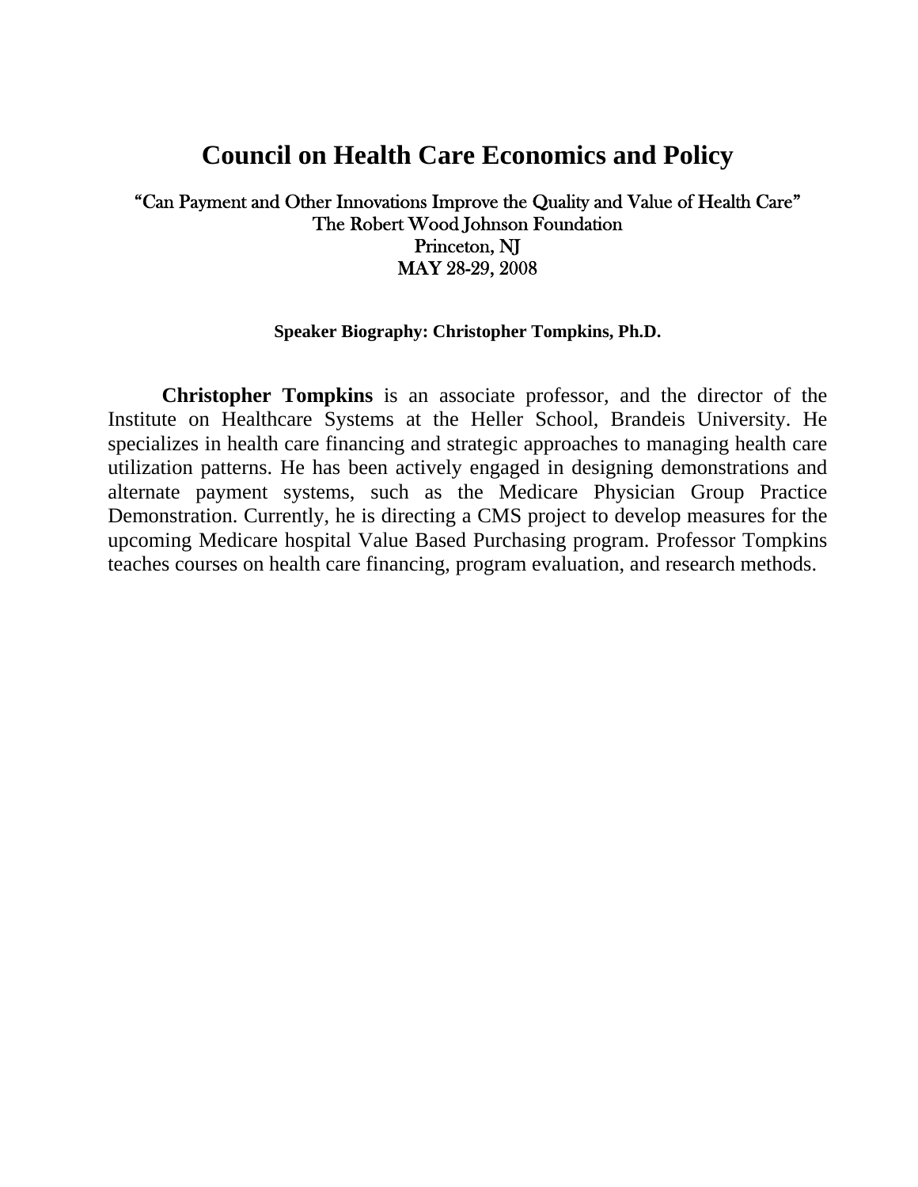# Council on Health Care Economics and Policy

"Can Payment and Other Innovations Improve the Quality and Value of Health Care"
The Robert Wood Johnson Foundation
Princeton, NJ
MAY 28-29, 2008

### Speaker Biography: Christopher Tompkins, Ph.D.

**Christopher Tompkins** is an associate professor, and the director of the Institute on Healthcare Systems at the Heller School, Brandeis University. He specializes in health care financing and strategic approaches to managing health care utilization patterns. He has been actively engaged in designing demonstrations and alternate payment systems, such as the Medicare Physician Group Practice Demonstration. Currently, he is directing a CMS project to develop measures for the upcoming Medicare hospital Value Based Purchasing program. Professor Tompkins teaches courses on health care financing, program evaluation, and research methods.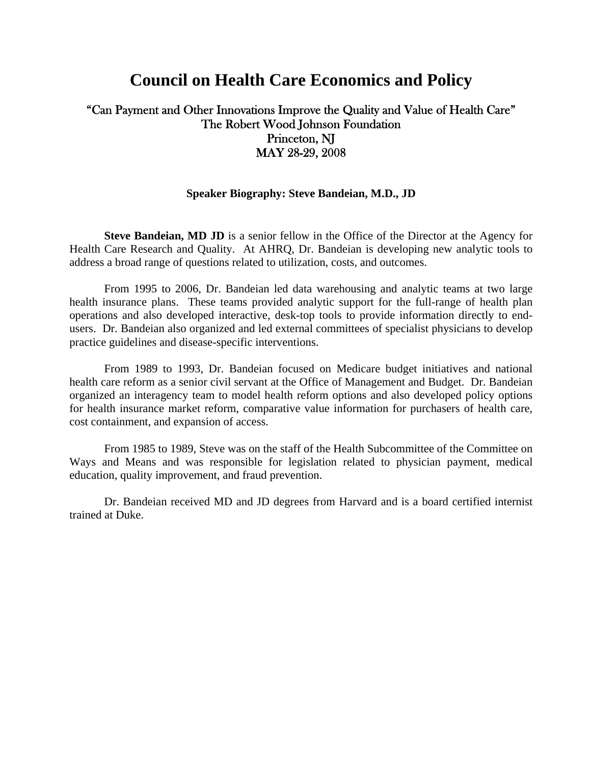# Council on Health Care Economics and Policy

"Can Payment and Other Innovations Improve the Quality and Value of Health Care"
The Robert Wood Johnson Foundation
Princeton, NJ
MAY 28-29, 2008

### Speaker Biography: Steve Bandeian, M.D., JD

**Steve Bandeian, MD JD** is a senior fellow in the Office of the Director at the Agency for Health Care Research and Quality. At AHRQ, Dr. Bandeian is developing new analytic tools to address a broad range of questions related to utilization, costs, and outcomes.

From 1995 to 2006, Dr. Bandeian led data warehousing and analytic teams at two large health insurance plans. These teams provided analytic support for the full-range of health plan operations and also developed interactive, desk-top tools to provide information directly to end-users. Dr. Bandeian also organized and led external committees of specialist physicians to develop practice guidelines and disease-specific interventions.

From 1989 to 1993, Dr. Bandeian focused on Medicare budget initiatives and national health care reform as a senior civil servant at the Office of Management and Budget. Dr. Bandeian organized an interagency team to model health reform options and also developed policy options for health insurance market reform, comparative value information for purchasers of health care, cost containment, and expansion of access.

From 1985 to 1989, Steve was on the staff of the Health Subcommittee of the Committee on Ways and Means and was responsible for legislation related to physician payment, medical education, quality improvement, and fraud prevention.

Dr. Bandeian received MD and JD degrees from Harvard and is a board certified internist trained at Duke.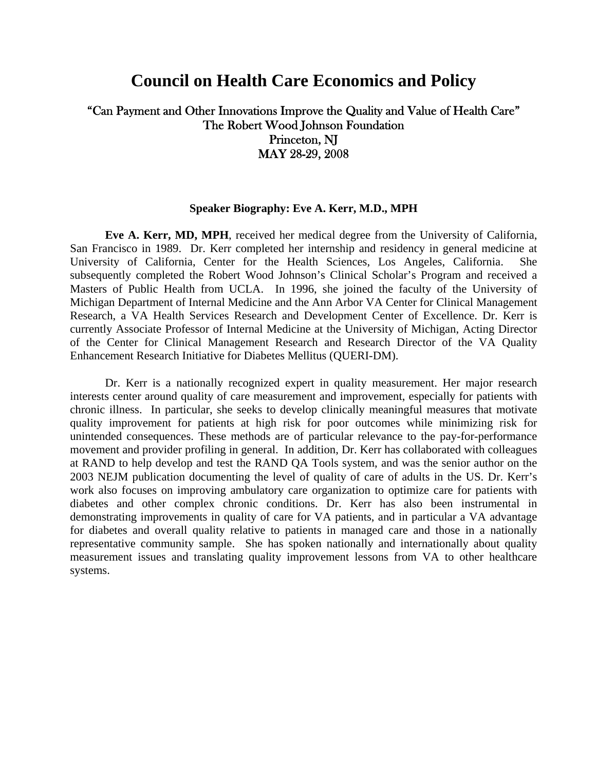# Council on Health Care Economics and Policy

"Can Payment and Other Innovations Improve the Quality and Value of Health Care"
The Robert Wood Johnson Foundation
Princeton, NJ
MAY 28-29, 2008

### Speaker Biography: Eve A. Kerr, M.D., MPH

**Eve A. Kerr, MD, MPH**, received her medical degree from the University of California, San Francisco in 1989. Dr. Kerr completed her internship and residency in general medicine at University of California, Center for the Health Sciences, Los Angeles, California. She subsequently completed the Robert Wood Johnson's Clinical Scholar's Program and received a Masters of Public Health from UCLA. In 1996, she joined the faculty of the University of Michigan Department of Internal Medicine and the Ann Arbor VA Center for Clinical Management Research, a VA Health Services Research and Development Center of Excellence. Dr. Kerr is currently Associate Professor of Internal Medicine at the University of Michigan, Acting Director of the Center for Clinical Management Research and Research Director of the VA Quality Enhancement Research Initiative for Diabetes Mellitus (QUERI-DM).

Dr. Kerr is a nationally recognized expert in quality measurement. Her major research interests center around quality of care measurement and improvement, especially for patients with chronic illness. In particular, she seeks to develop clinically meaningful measures that motivate quality improvement for patients at high risk for poor outcomes while minimizing risk for unintended consequences. These methods are of particular relevance to the pay-for-performance movement and provider profiling in general. In addition, Dr. Kerr has collaborated with colleagues at RAND to help develop and test the RAND QA Tools system, and was the senior author on the 2003 NEJM publication documenting the level of quality of care of adults in the US. Dr. Kerr's work also focuses on improving ambulatory care organization to optimize care for patients with diabetes and other complex chronic conditions. Dr. Kerr has also been instrumental in demonstrating improvements in quality of care for VA patients, and in particular a VA advantage for diabetes and overall quality relative to patients in managed care and those in a nationally representative community sample. She has spoken nationally and internationally about quality measurement issues and translating quality improvement lessons from VA to other healthcare systems.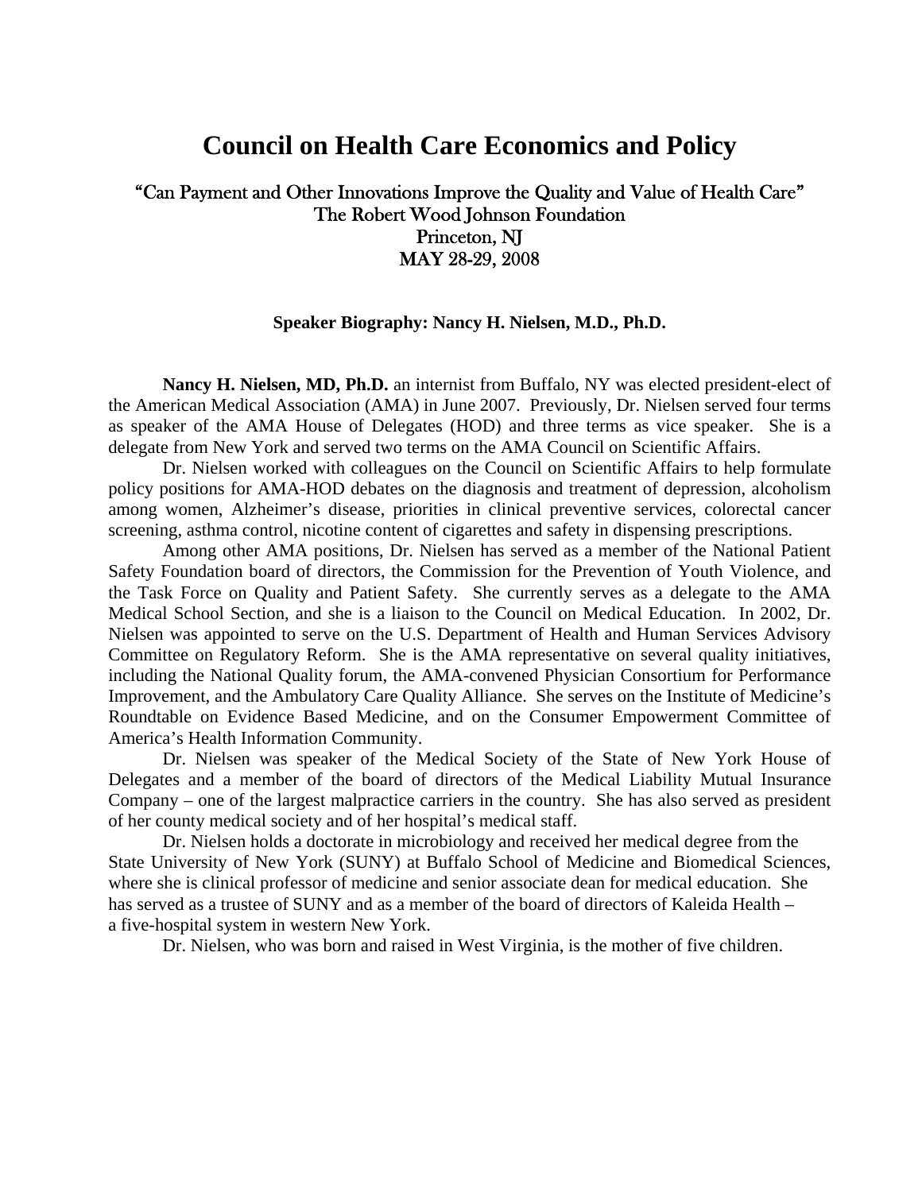# Council on Health Care Economics and Policy

"Can Payment and Other Innovations Improve the Quality and Value of Health Care"
The Robert Wood Johnson Foundation
Princeton, NJ
MAY 28-29, 2008

**Speaker Biography: Nancy H. Nielsen, M.D., Ph.D.**

**Nancy H. Nielsen, MD, Ph.D.** an internist from Buffalo, NY was elected president-elect of the American Medical Association (AMA) in June 2007. Previously, Dr. Nielsen served four terms as speaker of the AMA House of Delegates (HOD) and three terms as vice speaker. She is a delegate from New York and served two terms on the AMA Council on Scientific Affairs.

Dr. Nielsen worked with colleagues on the Council on Scientific Affairs to help formulate policy positions for AMA-HOD debates on the diagnosis and treatment of depression, alcoholism among women, Alzheimer's disease, priorities in clinical preventive services, colorectal cancer screening, asthma control, nicotine content of cigarettes and safety in dispensing prescriptions.

Among other AMA positions, Dr. Nielsen has served as a member of the National Patient Safety Foundation board of directors, the Commission for the Prevention of Youth Violence, and the Task Force on Quality and Patient Safety. She currently serves as a delegate to the AMA Medical School Section, and she is a liaison to the Council on Medical Education. In 2002, Dr. Nielsen was appointed to serve on the U.S. Department of Health and Human Services Advisory Committee on Regulatory Reform. She is the AMA representative on several quality initiatives, including the National Quality forum, the AMA-convened Physician Consortium for Performance Improvement, and the Ambulatory Care Quality Alliance. She serves on the Institute of Medicine's Roundtable on Evidence Based Medicine, and on the Consumer Empowerment Committee of America's Health Information Community.

Dr. Nielsen was speaker of the Medical Society of the State of New York House of Delegates and a member of the board of directors of the Medical Liability Mutual Insurance Company – one of the largest malpractice carriers in the country. She has also served as president of her county medical society and of her hospital's medical staff.

Dr. Nielsen holds a doctorate in microbiology and received her medical degree from the State University of New York (SUNY) at Buffalo School of Medicine and Biomedical Sciences, where she is clinical professor of medicine and senior associate dean for medical education. She has served as a trustee of SUNY and as a member of the board of directors of Kaleida Health – a five-hospital system in western New York.

Dr. Nielsen, who was born and raised in West Virginia, is the mother of five children.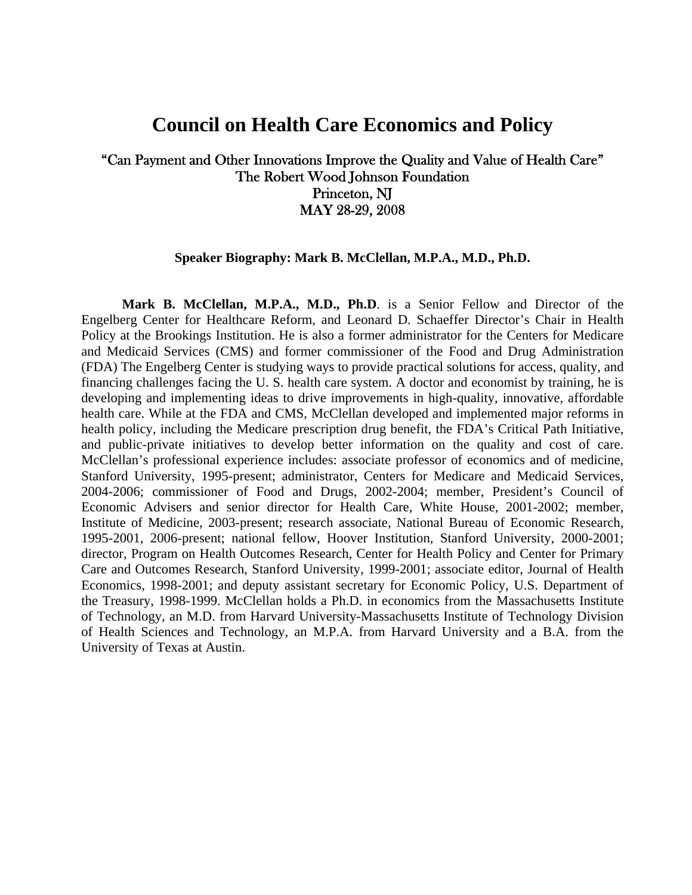# Council on Health Care Economics and Policy

“Can Payment and Other Innovations Improve the Quality and Value of Health Care”
The Robert Wood Johnson Foundation
Princeton, NJ
MAY 28-29, 2008

**Speaker Biography: Mark B. McClellan, M.P.A., M.D., Ph.D.**

**Mark B. McClellan, M.P.A., M.D., Ph.D**. is a Senior Fellow and Director of the Engelberg Center for Healthcare Reform, and Leonard D. Schaeffer Director’s Chair in Health Policy at the Brookings Institution. He is also a former administrator for the Centers for Medicare and Medicaid Services (CMS) and former commissioner of the Food and Drug Administration (FDA) The Engelberg Center is studying ways to provide practical solutions for access, quality, and financing challenges facing the U. S. health care system. A doctor and economist by training, he is developing and implementing ideas to drive improvements in high-quality, innovative, affordable health care. While at the FDA and CMS, McClellan developed and implemented major reforms in health policy, including the Medicare prescription drug benefit, the FDA’s Critical Path Initiative, and public-private initiatives to develop better information on the quality and cost of care. McClellan’s professional experience includes: associate professor of economics and of medicine, Stanford University, 1995-present; administrator, Centers for Medicare and Medicaid Services, 2004-2006; commissioner of Food and Drugs, 2002-2004; member, President’s Council of Economic Advisers and senior director for Health Care, White House, 2001-2002; member, Institute of Medicine, 2003-present; research associate, National Bureau of Economic Research, 1995-2001, 2006-present; national fellow, Hoover Institution, Stanford University, 2000-2001; director, Program on Health Outcomes Research, Center for Health Policy and Center for Primary Care and Outcomes Research, Stanford University, 1999-2001; associate editor, Journal of Health Economics, 1998-2001; and deputy assistant secretary for Economic Policy, U.S. Department of the Treasury, 1998-1999. McClellan holds a Ph.D. in economics from the Massachusetts Institute of Technology, an M.D. from Harvard University-Massachusetts Institute of Technology Division of Health Sciences and Technology, an M.P.A. from Harvard University and a B.A. from the University of Texas at Austin.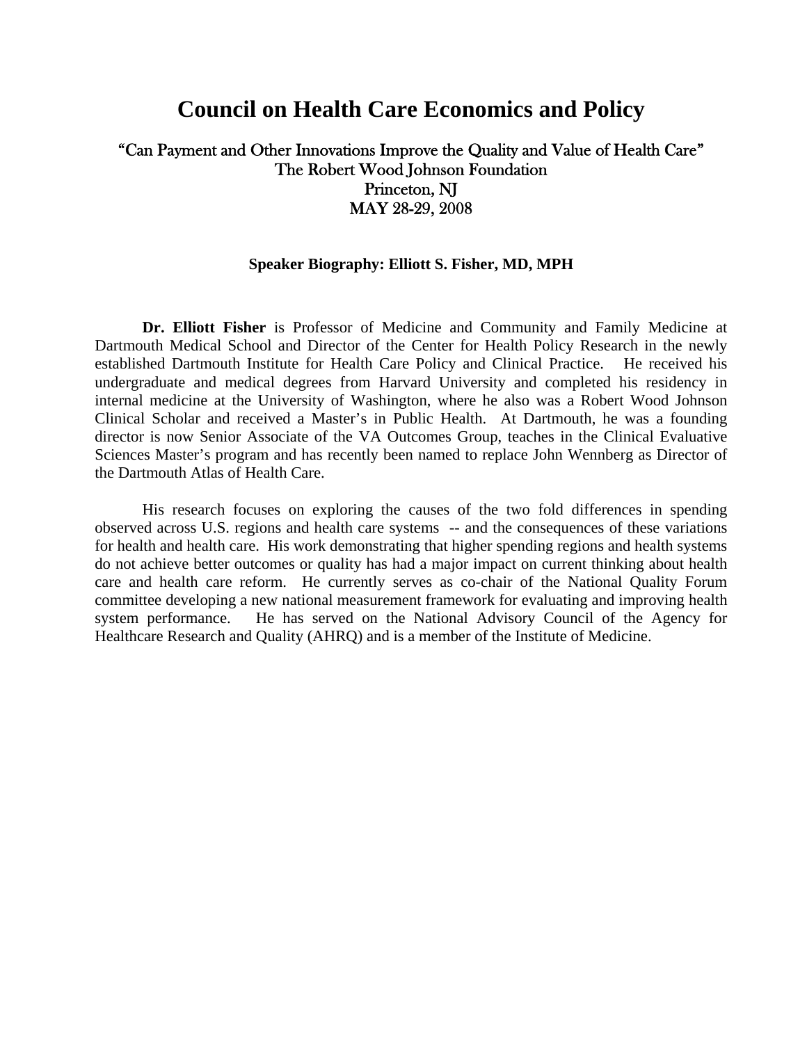# Council on Health Care Economics and Policy

"Can Payment and Other Innovations Improve the Quality and Value of Health Care"
The Robert Wood Johnson Foundation
Princeton, NJ
MAY 28-29, 2008

**Speaker Biography: Elliott S. Fisher, MD, MPH**

**Dr. Elliott Fisher** is Professor of Medicine and Community and Family Medicine at Dartmouth Medical School and Director of the Center for Health Policy Research in the newly established Dartmouth Institute for Health Care Policy and Clinical Practice. He received his undergraduate and medical degrees from Harvard University and completed his residency in internal medicine at the University of Washington, where he also was a Robert Wood Johnson Clinical Scholar and received a Master's in Public Health. At Dartmouth, he was a founding director is now Senior Associate of the VA Outcomes Group, teaches in the Clinical Evaluative Sciences Master's program and has recently been named to replace John Wennberg as Director of the Dartmouth Atlas of Health Care.

His research focuses on exploring the causes of the two fold differences in spending observed across U.S. regions and health care systems -- and the consequences of these variations for health and health care. His work demonstrating that higher spending regions and health systems do not achieve better outcomes or quality has had a major impact on current thinking about health care and health care reform. He currently serves as co-chair of the National Quality Forum committee developing a new national measurement framework for evaluating and improving health system performance. He has served on the National Advisory Council of the Agency for Healthcare Research and Quality (AHRQ) and is a member of the Institute of Medicine.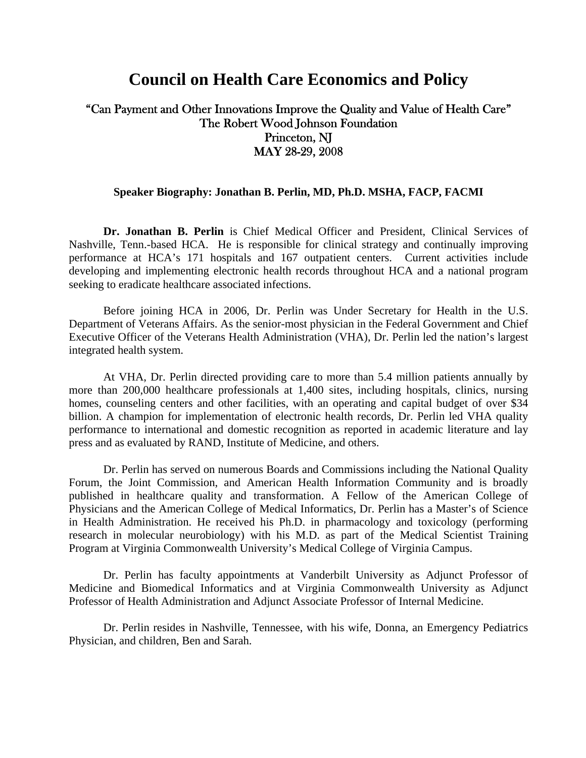# Council on Health Care Economics and Policy

"Can Payment and Other Innovations Improve the Quality and Value of Health Care"
The Robert Wood Johnson Foundation
Princeton, NJ
MAY 28-29, 2008

**Speaker Biography: Jonathan B. Perlin, MD, Ph.D. MSHA, FACP, FACMI**

**Dr. Jonathan B. Perlin** is Chief Medical Officer and President, Clinical Services of Nashville, Tenn.-based HCA. He is responsible for clinical strategy and continually improving performance at HCA's 171 hospitals and 167 outpatient centers. Current activities include developing and implementing electronic health records throughout HCA and a national program seeking to eradicate healthcare associated infections.

Before joining HCA in 2006, Dr. Perlin was Under Secretary for Health in the U.S. Department of Veterans Affairs. As the senior-most physician in the Federal Government and Chief Executive Officer of the Veterans Health Administration (VHA), Dr. Perlin led the nation's largest integrated health system.

At VHA, Dr. Perlin directed providing care to more than 5.4 million patients annually by more than 200,000 healthcare professionals at 1,400 sites, including hospitals, clinics, nursing homes, counseling centers and other facilities, with an operating and capital budget of over $34 billion. A champion for implementation of electronic health records, Dr. Perlin led VHA quality performance to international and domestic recognition as reported in academic literature and lay press and as evaluated by RAND, Institute of Medicine, and others.

Dr. Perlin has served on numerous Boards and Commissions including the National Quality Forum, the Joint Commission, and American Health Information Community and is broadly published in healthcare quality and transformation. A Fellow of the American College of Physicians and the American College of Medical Informatics, Dr. Perlin has a Master's of Science in Health Administration. He received his Ph.D. in pharmacology and toxicology (performing research in molecular neurobiology) with his M.D. as part of the Medical Scientist Training Program at Virginia Commonwealth University's Medical College of Virginia Campus.

Dr. Perlin has faculty appointments at Vanderbilt University as Adjunct Professor of Medicine and Biomedical Informatics and at Virginia Commonwealth University as Adjunct Professor of Health Administration and Adjunct Associate Professor of Internal Medicine.

Dr. Perlin resides in Nashville, Tennessee, with his wife, Donna, an Emergency Pediatrics Physician, and children, Ben and Sarah.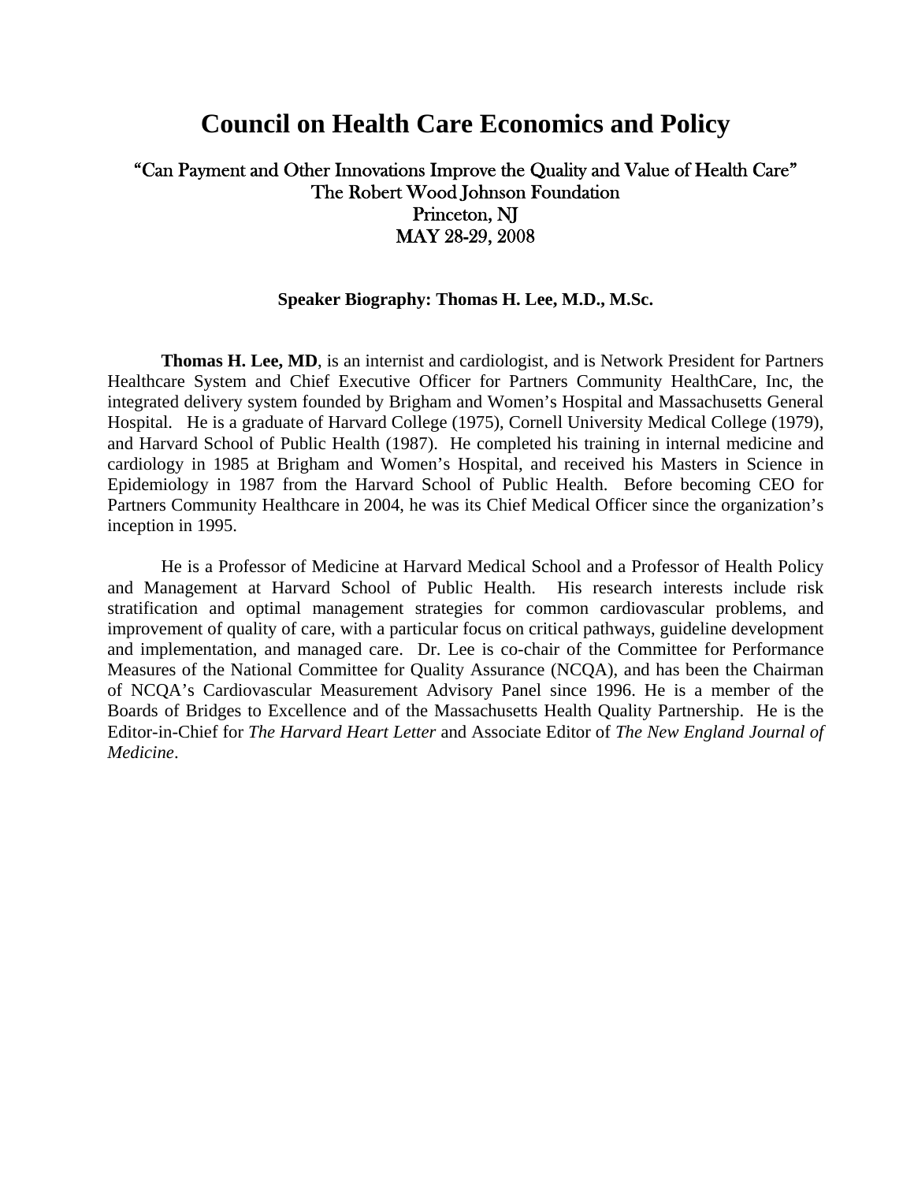# Council on Health Care Economics and Policy

“Can Payment and Other Innovations Improve the Quality and Value of Health Care”
The Robert Wood Johnson Foundation
Princeton, NJ
MAY 28-29, 2008

**Speaker Biography: Thomas H. Lee, M.D., M.Sc.**

**Thomas H. Lee, MD**, is an internist and cardiologist, and is Network President for Partners Healthcare System and Chief Executive Officer for Partners Community HealthCare, Inc, the integrated delivery system founded by Brigham and Women’s Hospital and Massachusetts General Hospital. He is a graduate of Harvard College (1975), Cornell University Medical College (1979), and Harvard School of Public Health (1987). He completed his training in internal medicine and cardiology in 1985 at Brigham and Women’s Hospital, and received his Masters in Science in Epidemiology in 1987 from the Harvard School of Public Health. Before becoming CEO for Partners Community Healthcare in 2004, he was its Chief Medical Officer since the organization’s inception in 1995.

He is a Professor of Medicine at Harvard Medical School and a Professor of Health Policy and Management at Harvard School of Public Health. His research interests include risk stratification and optimal management strategies for common cardiovascular problems, and improvement of quality of care, with a particular focus on critical pathways, guideline development and implementation, and managed care. Dr. Lee is co-chair of the Committee for Performance Measures of the National Committee for Quality Assurance (NCQA), and has been the Chairman of NCQA’s Cardiovascular Measurement Advisory Panel since 1996. He is a member of the Boards of Bridges to Excellence and of the Massachusetts Health Quality Partnership. He is the Editor-in-Chief for *The Harvard Heart Letter* and Associate Editor of *The New England Journal of Medicine*.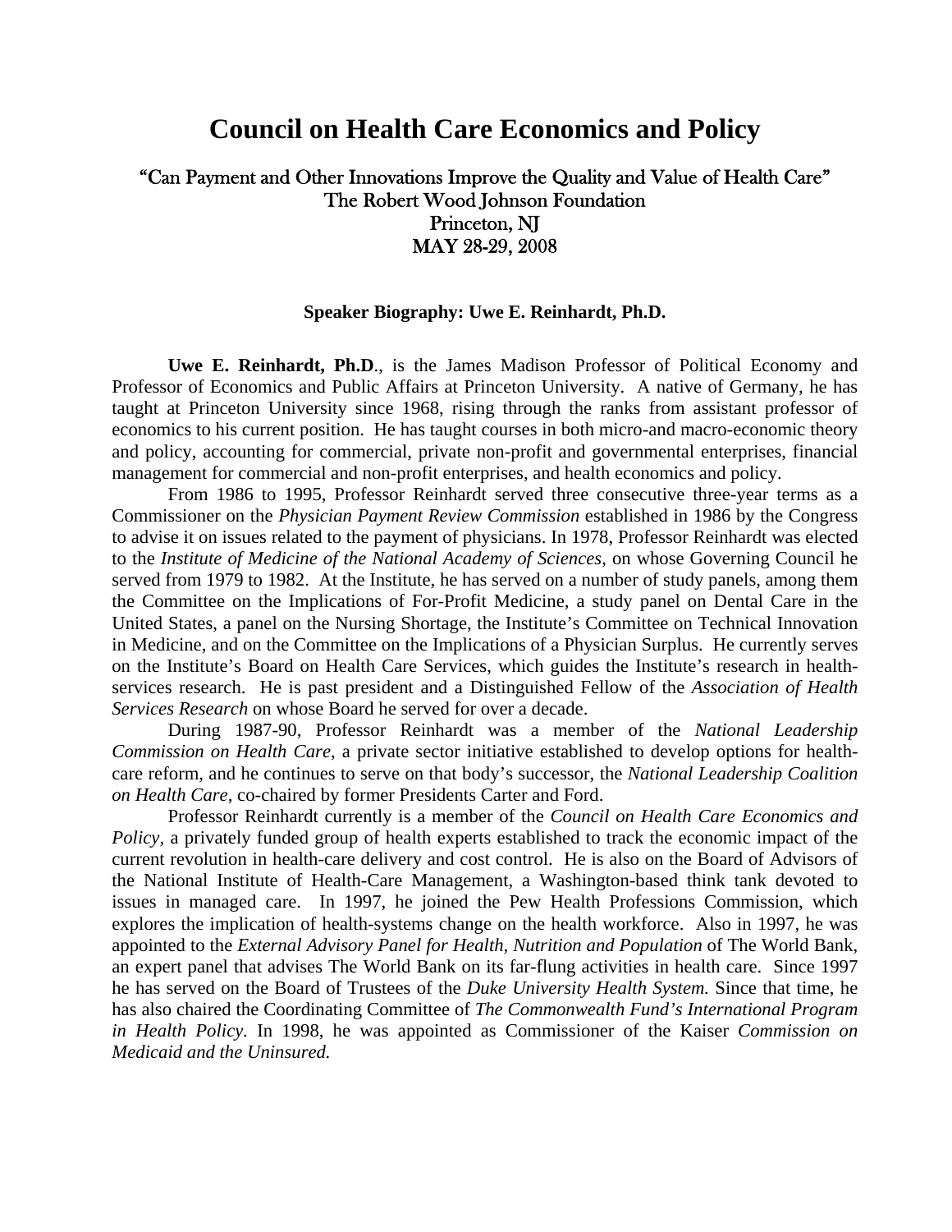# Council on Health Care Economics and Policy

"Can Payment and Other Innovations Improve the Quality and Value of Health Care"
The Robert Wood Johnson Foundation
Princeton, NJ
MAY 28-29, 2008

### Speaker Biography: Uwe E. Reinhardt, Ph.D.

**Uwe E. Reinhardt, Ph.D**., is the James Madison Professor of Political Economy and Professor of Economics and Public Affairs at Princeton University. A native of Germany, he has taught at Princeton University since 1968, rising through the ranks from assistant professor of economics to his current position. He has taught courses in both micro-and macro-economic theory and policy, accounting for commercial, private non-profit and governmental enterprises, financial management for commercial and non-profit enterprises, and health economics and policy.

From 1986 to 1995, Professor Reinhardt served three consecutive three-year terms as a Commissioner on the *Physician Payment Review Commission* established in 1986 by the Congress to advise it on issues related to the payment of physicians. In 1978, Professor Reinhardt was elected to the *Institute of Medicine of the National Academy of Sciences*, on whose Governing Council he served from 1979 to 1982. At the Institute, he has served on a number of study panels, among them the Committee on the Implications of For-Profit Medicine, a study panel on Dental Care in the United States, a panel on the Nursing Shortage, the Institute's Committee on Technical Innovation in Medicine, and on the Committee on the Implications of a Physician Surplus. He currently serves on the Institute's Board on Health Care Services, which guides the Institute's research in health-services research. He is past president and a Distinguished Fellow of the *Association of Health Services Research* on whose Board he served for over a decade.

During 1987-90, Professor Reinhardt was a member of the *National Leadership Commission on Health Care*, a private sector initiative established to develop options for health-care reform, and he continues to serve on that body's successor, the *National Leadership Coalition on Health Care*, co-chaired by former Presidents Carter and Ford.

Professor Reinhardt currently is a member of the *Council on Health Care Economics and Policy*, a privately funded group of health experts established to track the economic impact of the current revolution in health-care delivery and cost control. He is also on the Board of Advisors of the National Institute of Health-Care Management, a Washington-based think tank devoted to issues in managed care. In 1997, he joined the Pew Health Professions Commission, which explores the implication of health-systems change on the health workforce. Also in 1997, he was appointed to the *External Advisory Panel for Health, Nutrition and Population* of The World Bank, an expert panel that advises The World Bank on its far-flung activities in health care. Since 1997 he has served on the Board of Trustees of the *Duke University Health System.* Since that time, he has also chaired the Coordinating Committee of *The Commonwealth Fund's International Program in Health Policy*. In 1998, he was appointed as Commissioner of the Kaiser *Commission on Medicaid and the Uninsured.*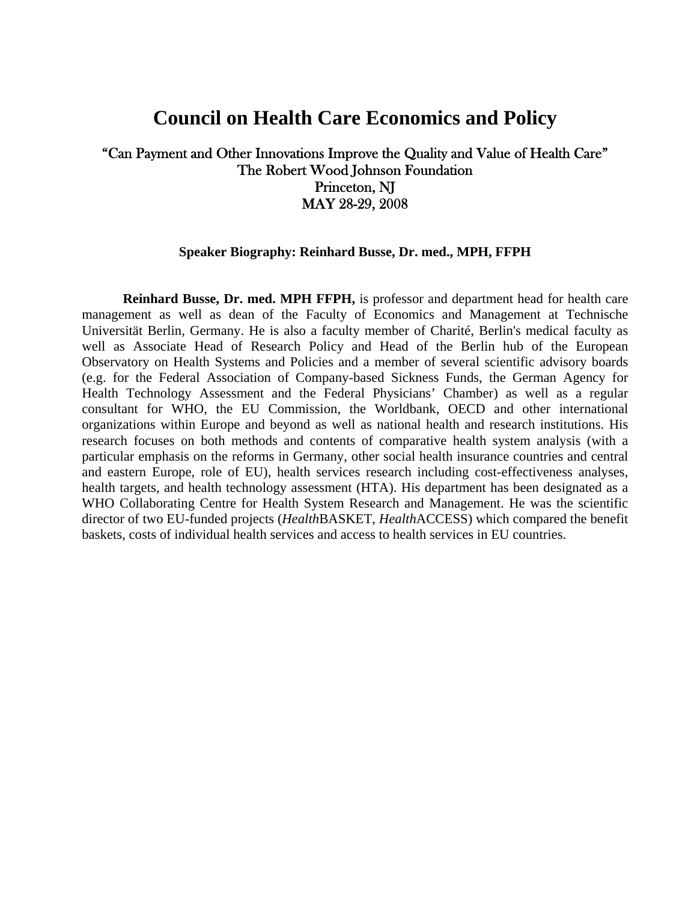# Council on Health Care Economics and Policy

“Can Payment and Other Innovations Improve the Quality and Value of Health Care”
The Robert Wood Johnson Foundation
Princeton, NJ
MAY 28-29, 2008

### Speaker Biography: Reinhard Busse, Dr. med., MPH, FFPH

**Reinhard Busse, Dr. med. MPH FFPH,** is professor and department head for health care management as well as dean of the Faculty of Economics and Management at Technische Universität Berlin, Germany. He is also a faculty member of Charité, Berlin's medical faculty as well as Associate Head of Research Policy and Head of the Berlin hub of the European Observatory on Health Systems and Policies and a member of several scientific advisory boards (e.g. for the Federal Association of Company-based Sickness Funds, the German Agency for Health Technology Assessment and the Federal Physicians’ Chamber) as well as a regular consultant for WHO, the EU Commission, the Worldbank, OECD and other international organizations within Europe and beyond as well as national health and research institutions. His research focuses on both methods and contents of comparative health system analysis (with a particular emphasis on the reforms in Germany, other social health insurance countries and central and eastern Europe, role of EU), health services research including cost-effectiveness analyses, health targets, and health technology assessment (HTA). His department has been designated as a WHO Collaborating Centre for Health System Research and Management. He was the scientific director of two EU-funded projects (*Health*BASKET, *Health*ACCESS) which compared the benefit baskets, costs of individual health services and access to health services in EU countries.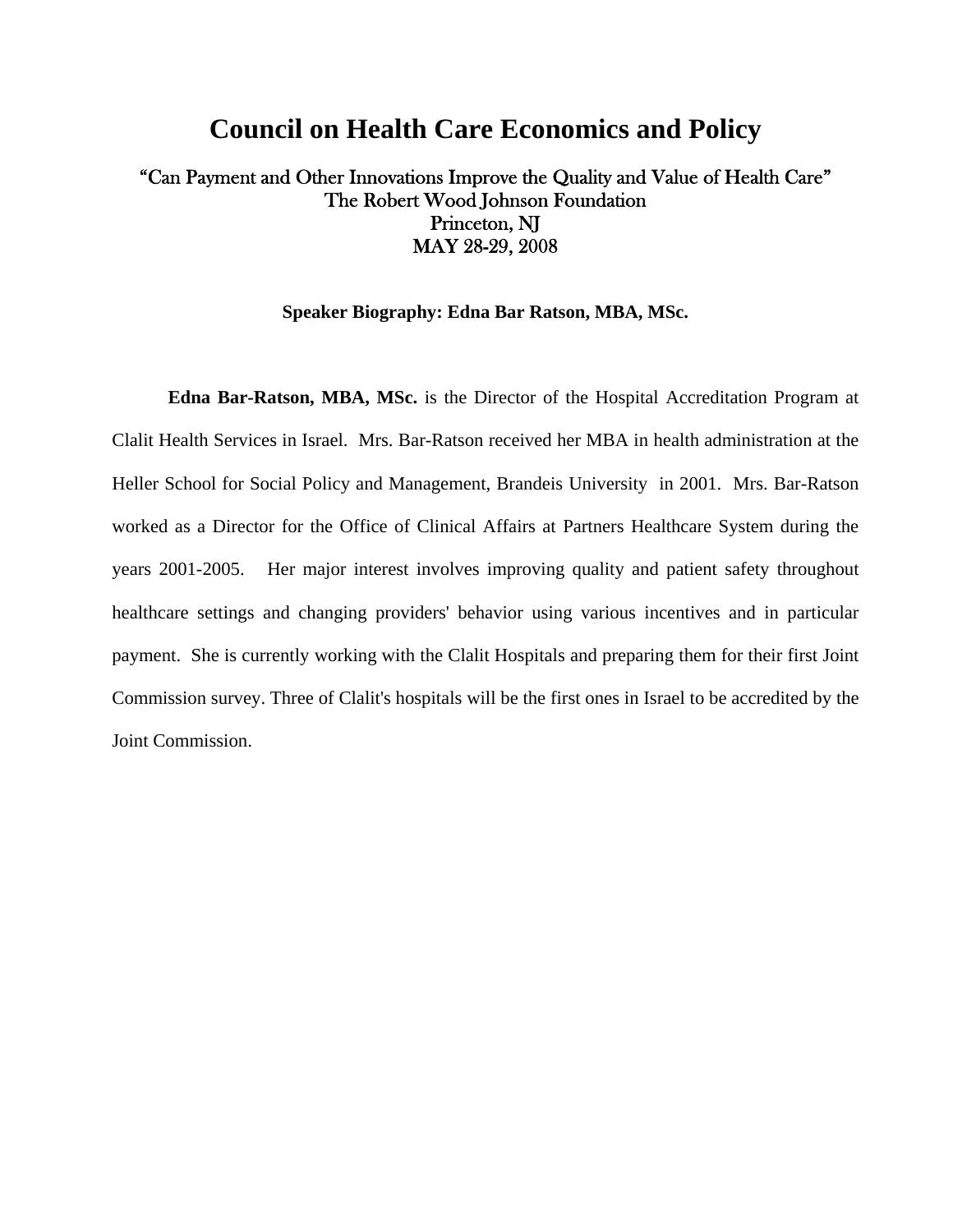# Council on Health Care Economics and Policy

"Can Payment and Other Innovations Improve the Quality and Value of Health Care"
The Robert Wood Johnson Foundation
Princeton, NJ
MAY 28-29, 2008

**Speaker Biography: Edna Bar Ratson, MBA, MSc.**

**Edna Bar-Ratson, MBA, MSc.** is the Director of the Hospital Accreditation Program at Clalit Health Services in Israel. Mrs. Bar-Ratson received her MBA in health administration at the Heller School for Social Policy and Management, Brandeis University in 2001. Mrs. Bar-Ratson worked as a Director for the Office of Clinical Affairs at Partners Healthcare System during the years 2001-2005. Her major interest involves improving quality and patient safety throughout healthcare settings and changing providers' behavior using various incentives and in particular payment. She is currently working with the Clalit Hospitals and preparing them for their first Joint Commission survey. Three of Clalit's hospitals will be the first ones in Israel to be accredited by the Joint Commission.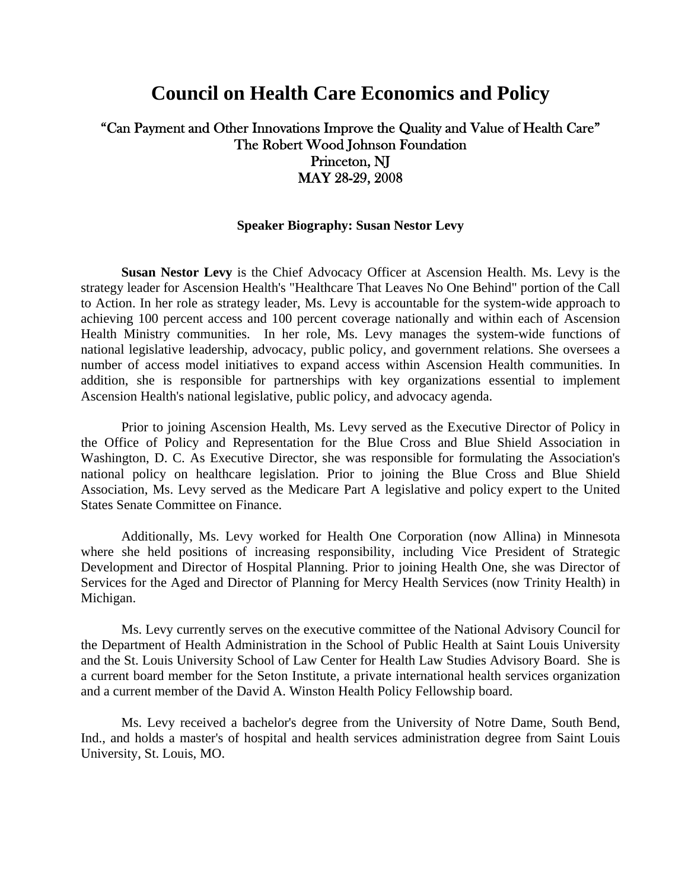# Council on Health Care Economics and Policy

"Can Payment and Other Innovations Improve the Quality and Value of Health Care"
The Robert Wood Johnson Foundation
Princeton, NJ
MAY 28-29, 2008

### Speaker Biography: Susan Nestor Levy

**Susan Nestor Levy** is the Chief Advocacy Officer at Ascension Health. Ms. Levy is the strategy leader for Ascension Health's "Healthcare That Leaves No One Behind" portion of the Call to Action. In her role as strategy leader, Ms. Levy is accountable for the system-wide approach to achieving 100 percent access and 100 percent coverage nationally and within each of Ascension Health Ministry communities. In her role, Ms. Levy manages the system-wide functions of national legislative leadership, advocacy, public policy, and government relations. She oversees a number of access model initiatives to expand access within Ascension Health communities. In addition, she is responsible for partnerships with key organizations essential to implement Ascension Health's national legislative, public policy, and advocacy agenda.

Prior to joining Ascension Health, Ms. Levy served as the Executive Director of Policy in the Office of Policy and Representation for the Blue Cross and Blue Shield Association in Washington, D. C. As Executive Director, she was responsible for formulating the Association's national policy on healthcare legislation. Prior to joining the Blue Cross and Blue Shield Association, Ms. Levy served as the Medicare Part A legislative and policy expert to the United States Senate Committee on Finance.

Additionally, Ms. Levy worked for Health One Corporation (now Allina) in Minnesota where she held positions of increasing responsibility, including Vice President of Strategic Development and Director of Hospital Planning. Prior to joining Health One, she was Director of Services for the Aged and Director of Planning for Mercy Health Services (now Trinity Health) in Michigan.

Ms. Levy currently serves on the executive committee of the National Advisory Council for the Department of Health Administration in the School of Public Health at Saint Louis University and the St. Louis University School of Law Center for Health Law Studies Advisory Board. She is a current board member for the Seton Institute, a private international health services organization and a current member of the David A. Winston Health Policy Fellowship board.

Ms. Levy received a bachelor's degree from the University of Notre Dame, South Bend, Ind., and holds a master's of hospital and health services administration degree from Saint Louis University, St. Louis, MO.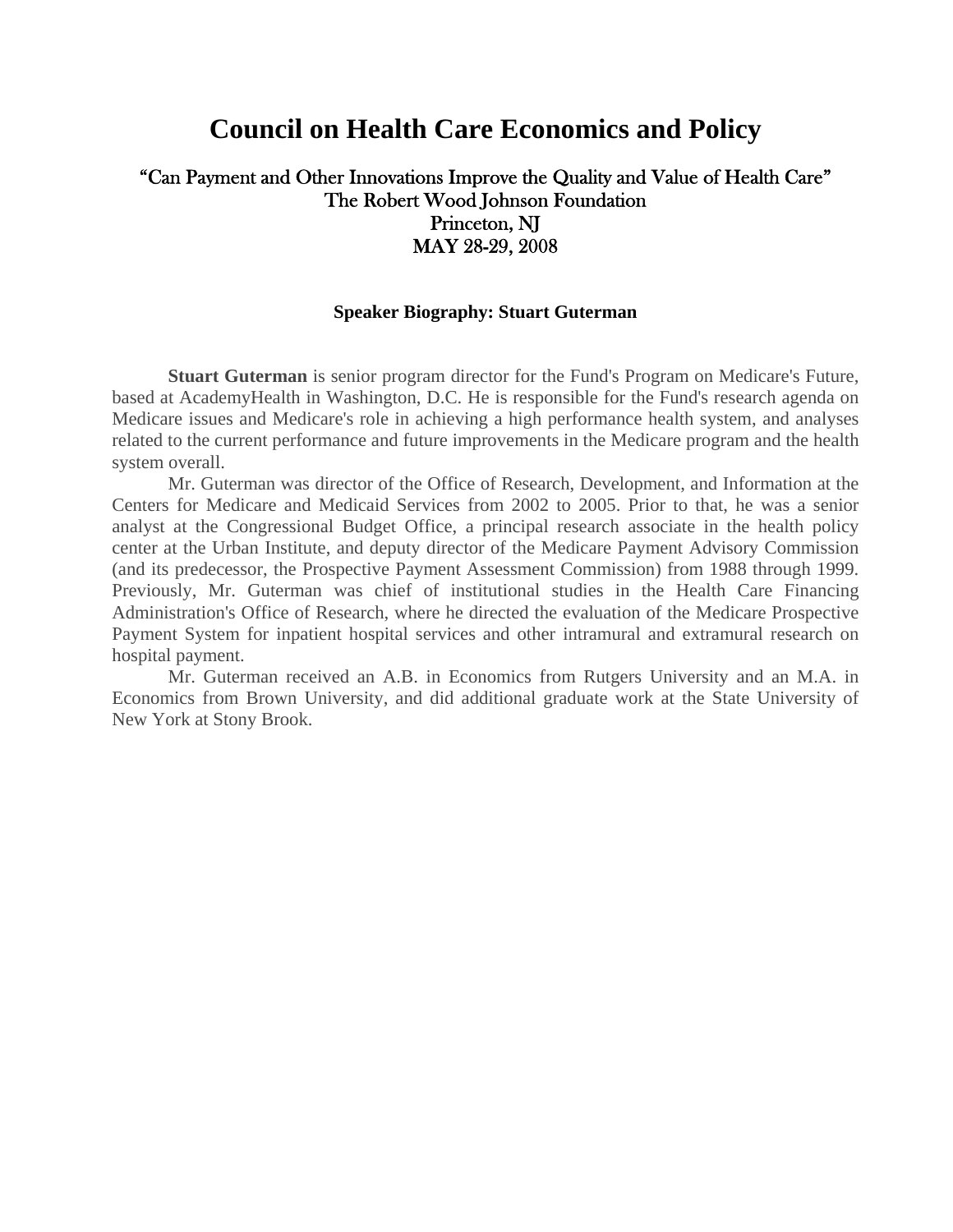# Council on Health Care Economics and Policy

"Can Payment and Other Innovations Improve the Quality and Value of Health Care"
The Robert Wood Johnson Foundation
Princeton, NJ
MAY 28-29, 2008

### Speaker Biography: Stuart Guterman

**Stuart Guterman** is senior program director for the Fund's Program on Medicare's Future, based at AcademyHealth in Washington, D.C. He is responsible for the Fund's research agenda on Medicare issues and Medicare's role in achieving a high performance health system, and analyses related to the current performance and future improvements in the Medicare program and the health system overall.

Mr. Guterman was director of the Office of Research, Development, and Information at the Centers for Medicare and Medicaid Services from 2002 to 2005. Prior to that, he was a senior analyst at the Congressional Budget Office, a principal research associate in the health policy center at the Urban Institute, and deputy director of the Medicare Payment Advisory Commission (and its predecessor, the Prospective Payment Assessment Commission) from 1988 through 1999. Previously, Mr. Guterman was chief of institutional studies in the Health Care Financing Administration's Office of Research, where he directed the evaluation of the Medicare Prospective Payment System for inpatient hospital services and other intramural and extramural research on hospital payment.

Mr. Guterman received an A.B. in Economics from Rutgers University and an M.A. in Economics from Brown University, and did additional graduate work at the State University of New York at Stony Brook.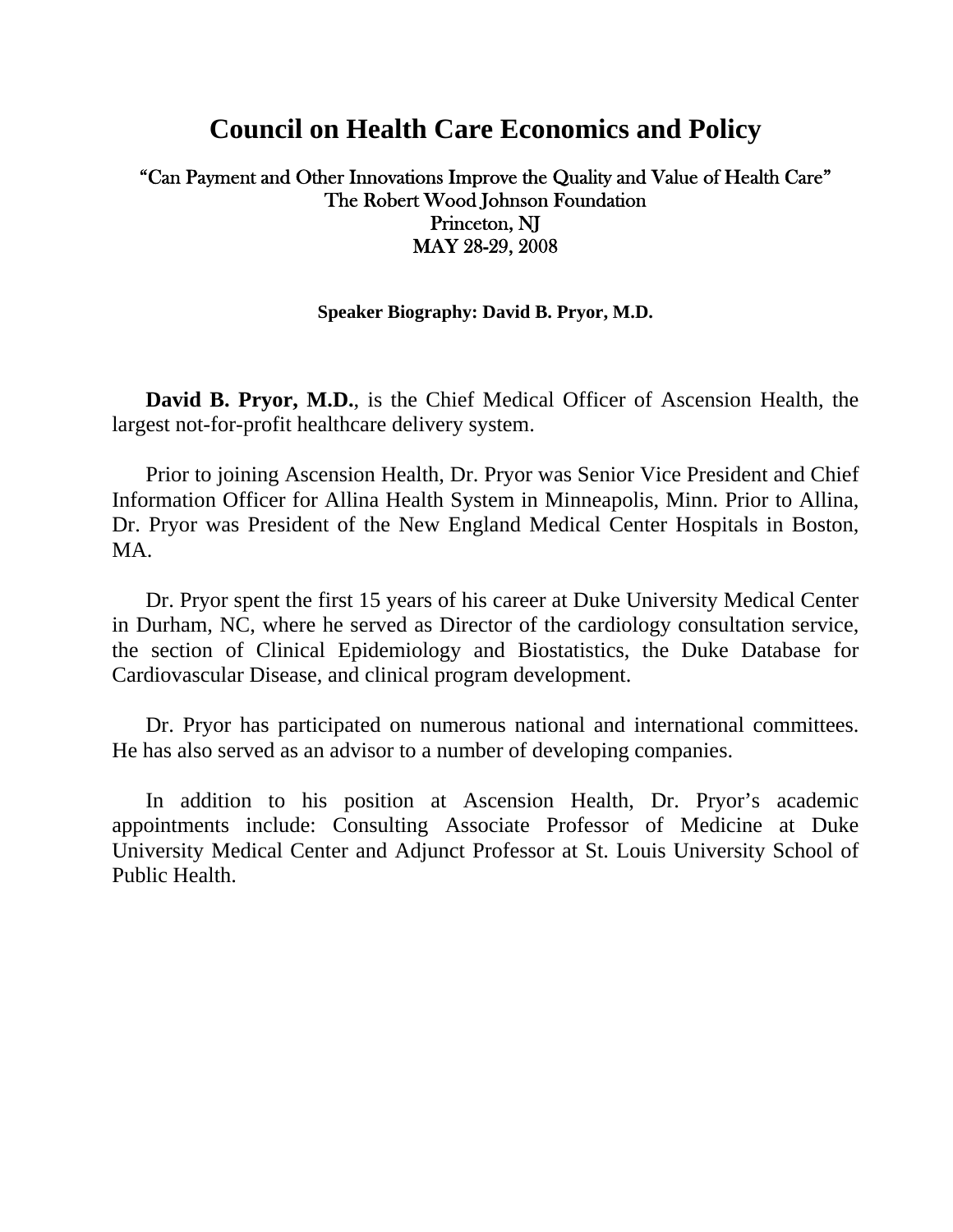# Council on Health Care Economics and Policy

"Can Payment and Other Innovations Improve the Quality and Value of Health Care"
The Robert Wood Johnson Foundation
Princeton, NJ
MAY 28-29, 2008

**Speaker Biography: David B. Pryor, M.D.**

**David B. Pryor, M.D.**, is the Chief Medical Officer of Ascension Health, the largest not-for-profit healthcare delivery system.

Prior to joining Ascension Health, Dr. Pryor was Senior Vice President and Chief Information Officer for Allina Health System in Minneapolis, Minn. Prior to Allina, Dr. Pryor was President of the New England Medical Center Hospitals in Boston, MA.

Dr. Pryor spent the first 15 years of his career at Duke University Medical Center in Durham, NC, where he served as Director of the cardiology consultation service, the section of Clinical Epidemiology and Biostatistics, the Duke Database for Cardiovascular Disease, and clinical program development.

Dr. Pryor has participated on numerous national and international committees. He has also served as an advisor to a number of developing companies.

In addition to his position at Ascension Health, Dr. Pryor's academic appointments include: Consulting Associate Professor of Medicine at Duke University Medical Center and Adjunct Professor at St. Louis University School of Public Health.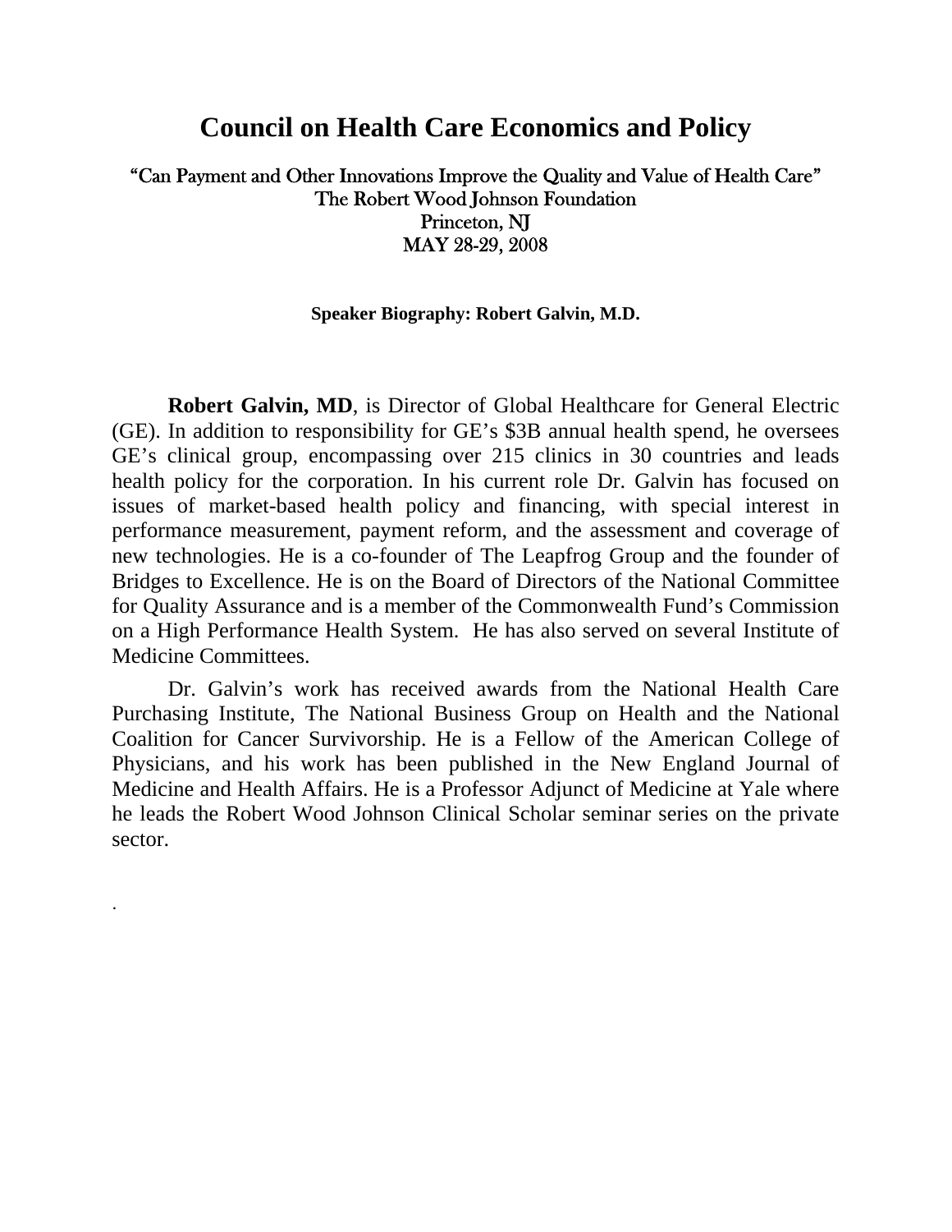# Council on Health Care Economics and Policy

"Can Payment and Other Innovations Improve the Quality and Value of Health Care"
The Robert Wood Johnson Foundation
Princeton, NJ
MAY 28-29, 2008

**Speaker Biography: Robert Galvin, M.D.**

**Robert Galvin, MD**, is Director of Global Healthcare for General Electric (GE). In addition to responsibility for GE's $3B annual health spend, he oversees GE's clinical group, encompassing over 215 clinics in 30 countries and leads health policy for the corporation. In his current role Dr. Galvin has focused on issues of market-based health policy and financing, with special interest in performance measurement, payment reform, and the assessment and coverage of new technologies. He is a co-founder of The Leapfrog Group and the founder of Bridges to Excellence. He is on the Board of Directors of the National Committee for Quality Assurance and is a member of the Commonwealth Fund's Commission on a High Performance Health System. He has also served on several Institute of Medicine Committees.

Dr. Galvin's work has received awards from the National Health Care Purchasing Institute, The National Business Group on Health and the National Coalition for Cancer Survivorship. He is a Fellow of the American College of Physicians, and his work has been published in the New England Journal of Medicine and Health Affairs. He is a Professor Adjunct of Medicine at Yale where he leads the Robert Wood Johnson Clinical Scholar seminar series on the private sector.

.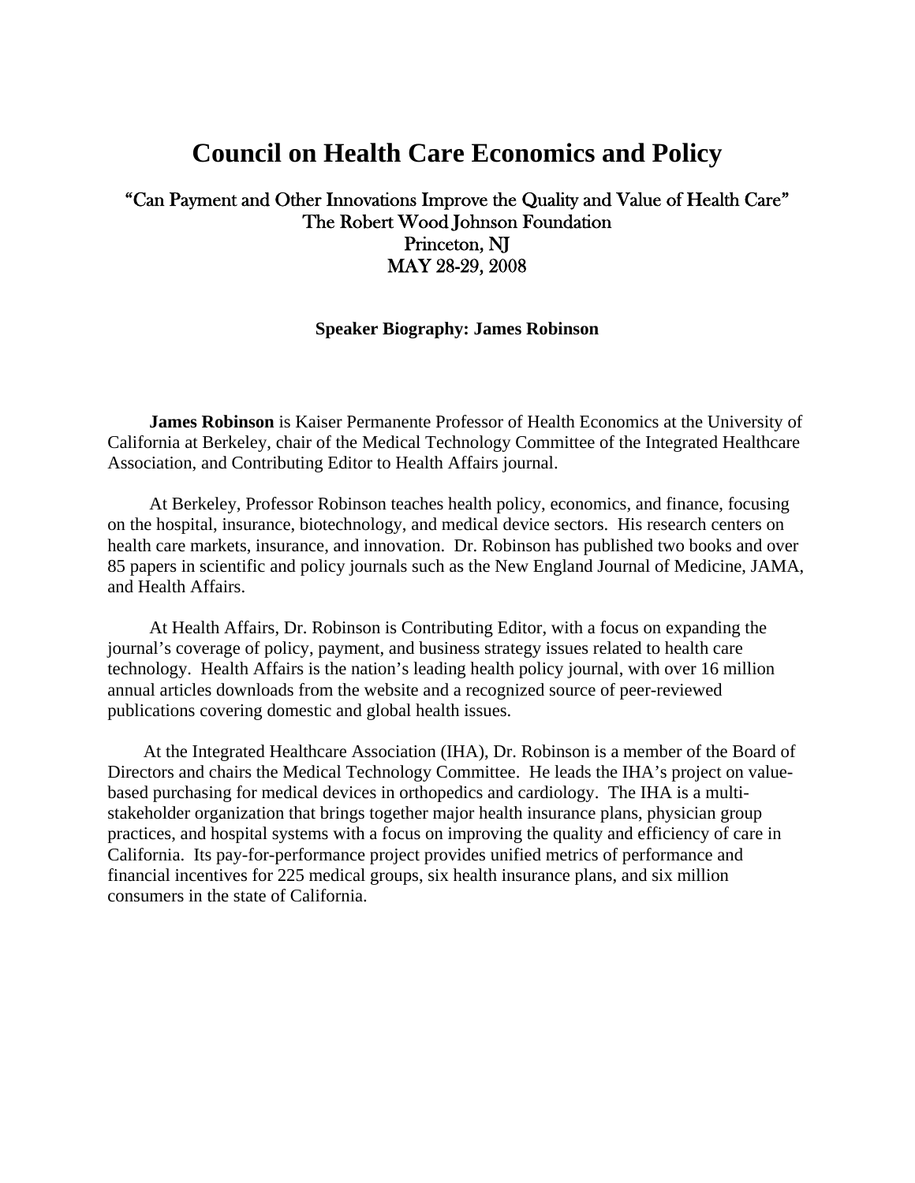# Council on Health Care Economics and Policy

"Can Payment and Other Innovations Improve the Quality and Value of Health Care"
The Robert Wood Johnson Foundation
Princeton, NJ
MAY 28-29, 2008

**Speaker Biography: James Robinson**

**James Robinson** is Kaiser Permanente Professor of Health Economics at the University of California at Berkeley, chair of the Medical Technology Committee of the Integrated Healthcare Association, and Contributing Editor to Health Affairs journal.

At Berkeley, Professor Robinson teaches health policy, economics, and finance, focusing on the hospital, insurance, biotechnology, and medical device sectors. His research centers on health care markets, insurance, and innovation. Dr. Robinson has published two books and over 85 papers in scientific and policy journals such as the New England Journal of Medicine, JAMA, and Health Affairs.

At Health Affairs, Dr. Robinson is Contributing Editor, with a focus on expanding the journal's coverage of policy, payment, and business strategy issues related to health care technology. Health Affairs is the nation's leading health policy journal, with over 16 million annual articles downloads from the website and a recognized source of peer-reviewed publications covering domestic and global health issues.

At the Integrated Healthcare Association (IHA), Dr. Robinson is a member of the Board of Directors and chairs the Medical Technology Committee. He leads the IHA's project on value-based purchasing for medical devices in orthopedics and cardiology. The IHA is a multi-stakeholder organization that brings together major health insurance plans, physician group practices, and hospital systems with a focus on improving the quality and efficiency of care in California. Its pay-for-performance project provides unified metrics of performance and financial incentives for 225 medical groups, six health insurance plans, and six million consumers in the state of California.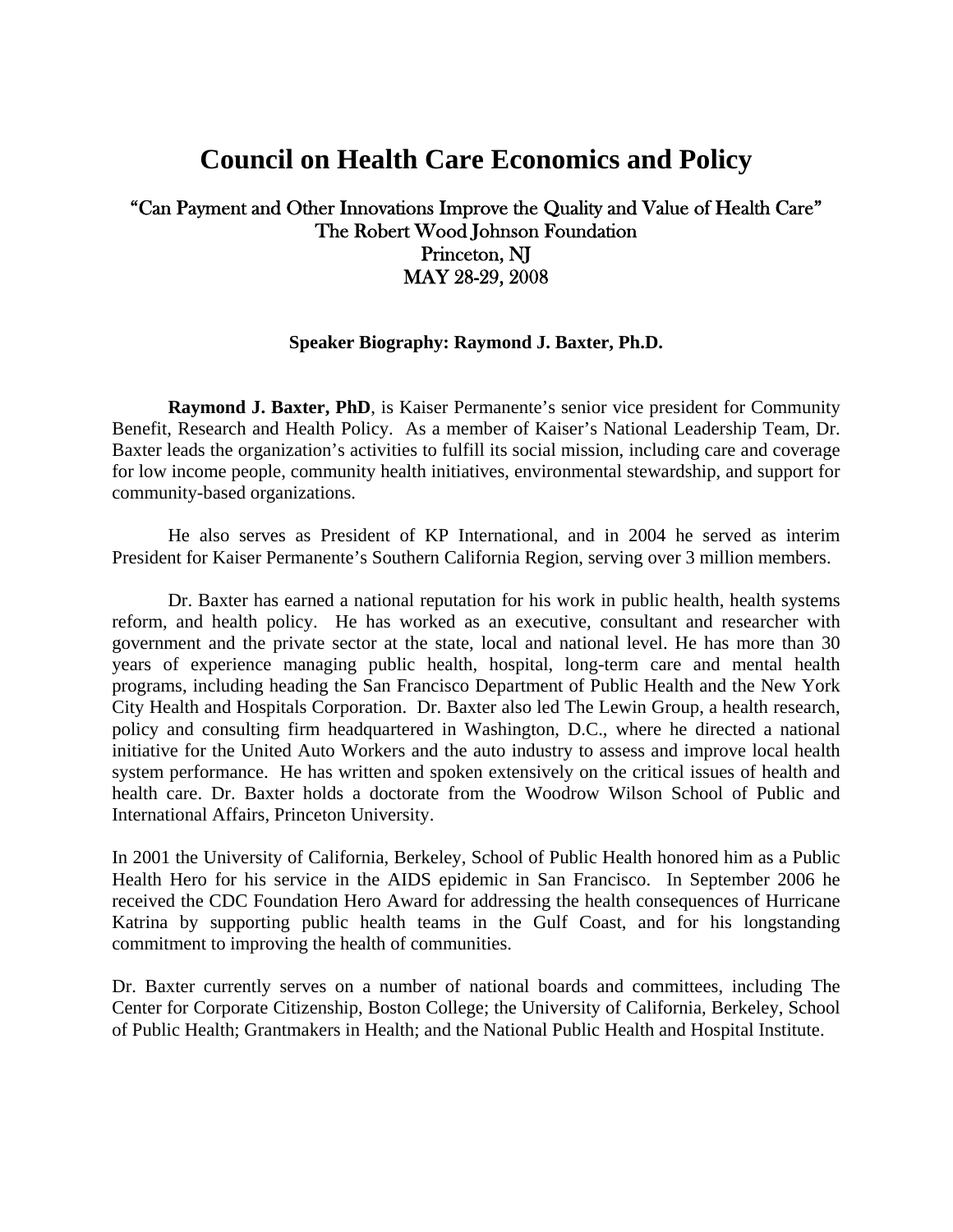# Council on Health Care Economics and Policy

"Can Payment and Other Innovations Improve the Quality and Value of Health Care"
The Robert Wood Johnson Foundation
Princeton, NJ
MAY 28-29, 2008

### Speaker Biography: Raymond J. Baxter, Ph.D.

**Raymond J. Baxter, PhD**, is Kaiser Permanente's senior vice president for Community Benefit, Research and Health Policy. As a member of Kaiser's National Leadership Team, Dr. Baxter leads the organization's activities to fulfill its social mission, including care and coverage for low income people, community health initiatives, environmental stewardship, and support for community-based organizations.

He also serves as President of KP International, and in 2004 he served as interim President for Kaiser Permanente's Southern California Region, serving over 3 million members.

Dr. Baxter has earned a national reputation for his work in public health, health systems reform, and health policy. He has worked as an executive, consultant and researcher with government and the private sector at the state, local and national level. He has more than 30 years of experience managing public health, hospital, long-term care and mental health programs, including heading the San Francisco Department of Public Health and the New York City Health and Hospitals Corporation. Dr. Baxter also led The Lewin Group, a health research, policy and consulting firm headquartered in Washington, D.C., where he directed a national initiative for the United Auto Workers and the auto industry to assess and improve local health system performance. He has written and spoken extensively on the critical issues of health and health care. Dr. Baxter holds a doctorate from the Woodrow Wilson School of Public and International Affairs, Princeton University.

In 2001 the University of California, Berkeley, School of Public Health honored him as a Public Health Hero for his service in the AIDS epidemic in San Francisco. In September 2006 he received the CDC Foundation Hero Award for addressing the health consequences of Hurricane Katrina by supporting public health teams in the Gulf Coast, and for his longstanding commitment to improving the health of communities.

Dr. Baxter currently serves on a number of national boards and committees, including The Center for Corporate Citizenship, Boston College; the University of California, Berkeley, School of Public Health; Grantmakers in Health; and the National Public Health and Hospital Institute.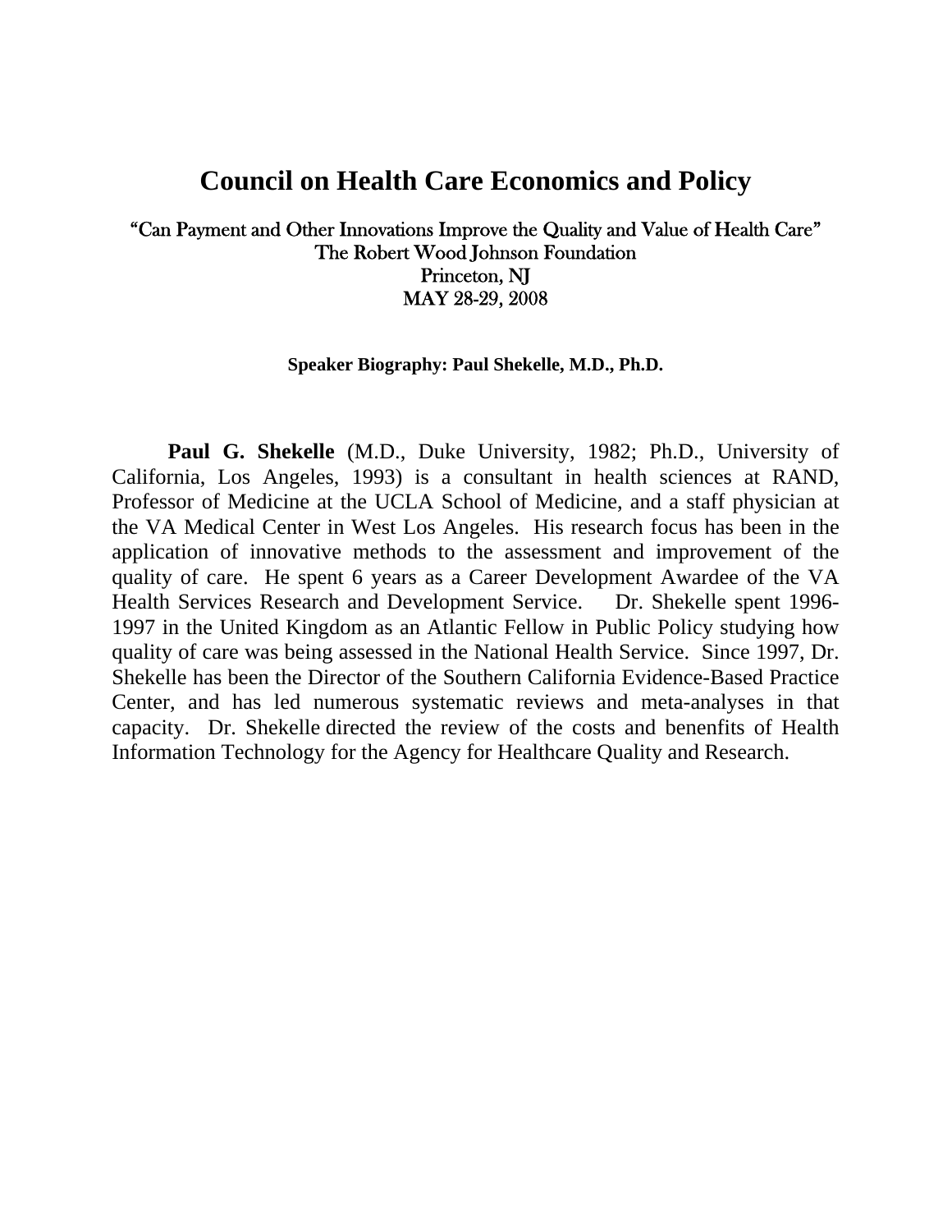# Council on Health Care Economics and Policy

"Can Payment and Other Innovations Improve the Quality and Value of Health Care"
The Robert Wood Johnson Foundation
Princeton, NJ
MAY 28-29, 2008

**Speaker Biography: Paul Shekelle, M.D., Ph.D.**

**Paul G. Shekelle** (M.D., Duke University, 1982; Ph.D., University of California, Los Angeles, 1993) is a consultant in health sciences at RAND, Professor of Medicine at the UCLA School of Medicine, and a staff physician at the VA Medical Center in West Los Angeles. His research focus has been in the application of innovative methods to the assessment and improvement of the quality of care. He spent 6 years as a Career Development Awardee of the VA Health Services Research and Development Service. Dr. Shekelle spent 1996-1997 in the United Kingdom as an Atlantic Fellow in Public Policy studying how quality of care was being assessed in the National Health Service. Since 1997, Dr. Shekelle has been the Director of the Southern California Evidence-Based Practice Center, and has led numerous systematic reviews and meta-analyses in that capacity. Dr. Shekelle directed the review of the costs and benenfits of Health Information Technology for the Agency for Healthcare Quality and Research.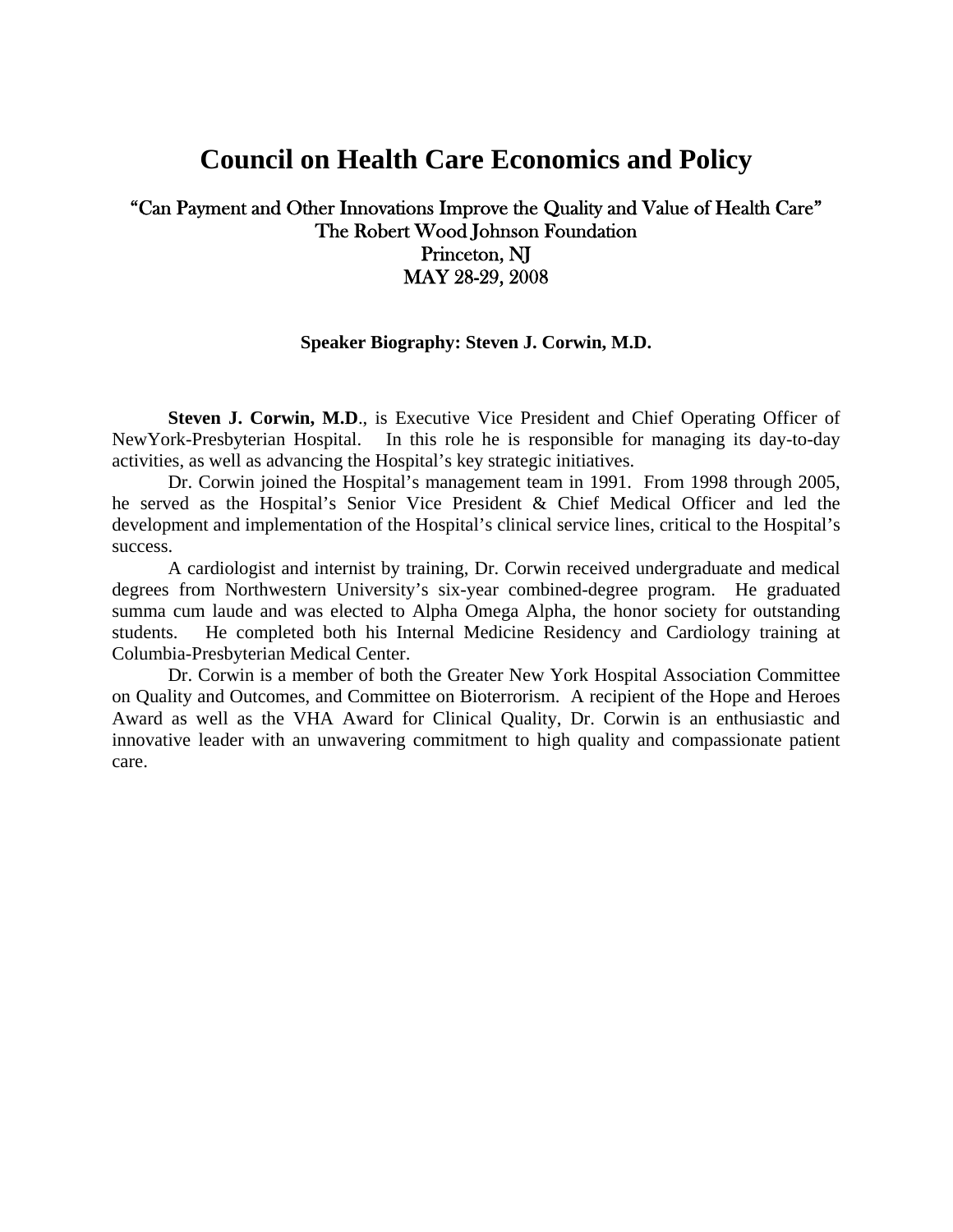# Council on Health Care Economics and Policy

"Can Payment and Other Innovations Improve the Quality and Value of Health Care"
The Robert Wood Johnson Foundation
Princeton, NJ
MAY 28-29, 2008

**Speaker Biography: Steven J. Corwin, M.D.**

**Steven J. Corwin, M.D**., is Executive Vice President and Chief Operating Officer of NewYork-Presbyterian Hospital. In this role he is responsible for managing its day-to-day activities, as well as advancing the Hospital's key strategic initiatives.

Dr. Corwin joined the Hospital's management team in 1991. From 1998 through 2005, he served as the Hospital's Senior Vice President & Chief Medical Officer and led the development and implementation of the Hospital's clinical service lines, critical to the Hospital's success.

A cardiologist and internist by training, Dr. Corwin received undergraduate and medical degrees from Northwestern University's six-year combined-degree program. He graduated summa cum laude and was elected to Alpha Omega Alpha, the honor society for outstanding students. He completed both his Internal Medicine Residency and Cardiology training at Columbia-Presbyterian Medical Center.

Dr. Corwin is a member of both the Greater New York Hospital Association Committee on Quality and Outcomes, and Committee on Bioterrorism. A recipient of the Hope and Heroes Award as well as the VHA Award for Clinical Quality, Dr. Corwin is an enthusiastic and innovative leader with an unwavering commitment to high quality and compassionate patient care.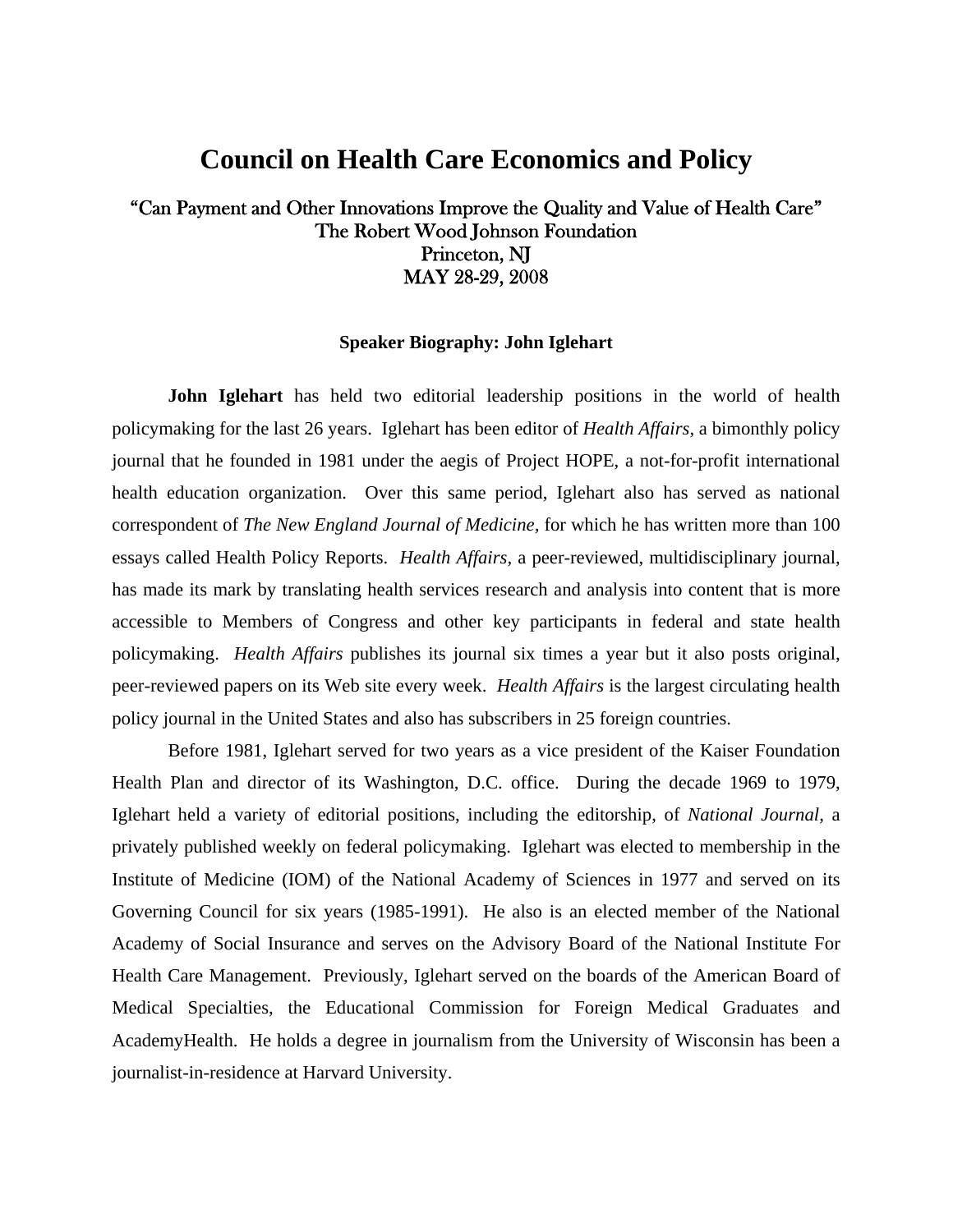# Council on Health Care Economics and Policy

"Can Payment and Other Innovations Improve the Quality and Value of Health Care"
The Robert Wood Johnson Foundation
Princeton, NJ
MAY 28-29, 2008

**Speaker Biography: John Iglehart**

**John Iglehart** has held two editorial leadership positions in the world of health policymaking for the last 26 years. Iglehart has been editor of *Health Affairs*, a bimonthly policy journal that he founded in 1981 under the aegis of Project HOPE, a not-for-profit international health education organization. Over this same period, Iglehart also has served as national correspondent of *The New England Journal of Medicine,* for which he has written more than 100 essays called Health Policy Reports. *Health Affairs,* a peer-reviewed, multidisciplinary journal, has made its mark by translating health services research and analysis into content that is more accessible to Members of Congress and other key participants in federal and state health policymaking. *Health Affairs* publishes its journal six times a year but it also posts original, peer-reviewed papers on its Web site every week. *Health Affairs* is the largest circulating health policy journal in the United States and also has subscribers in 25 foreign countries.

Before 1981, Iglehart served for two years as a vice president of the Kaiser Foundation Health Plan and director of its Washington, D.C. office. During the decade 1969 to 1979, Iglehart held a variety of editorial positions, including the editorship, of *National Journal,* a privately published weekly on federal policymaking. Iglehart was elected to membership in the Institute of Medicine (IOM) of the National Academy of Sciences in 1977 and served on its Governing Council for six years (1985-1991). He also is an elected member of the National Academy of Social Insurance and serves on the Advisory Board of the National Institute For Health Care Management. Previously, Iglehart served on the boards of the American Board of Medical Specialties, the Educational Commission for Foreign Medical Graduates and AcademyHealth. He holds a degree in journalism from the University of Wisconsin has been a journalist-in-residence at Harvard University.